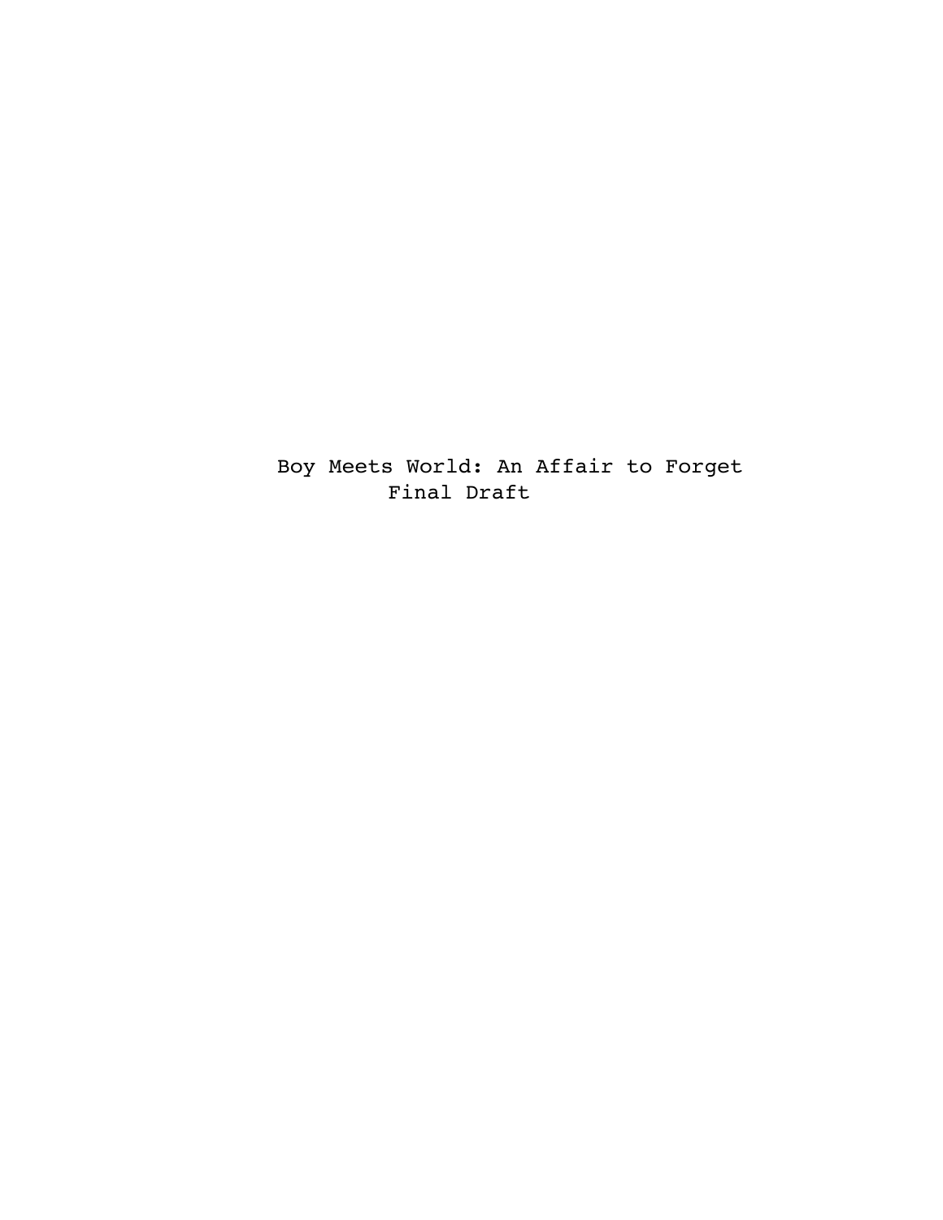Boy Meets World: An Affair to Forget

Final Draft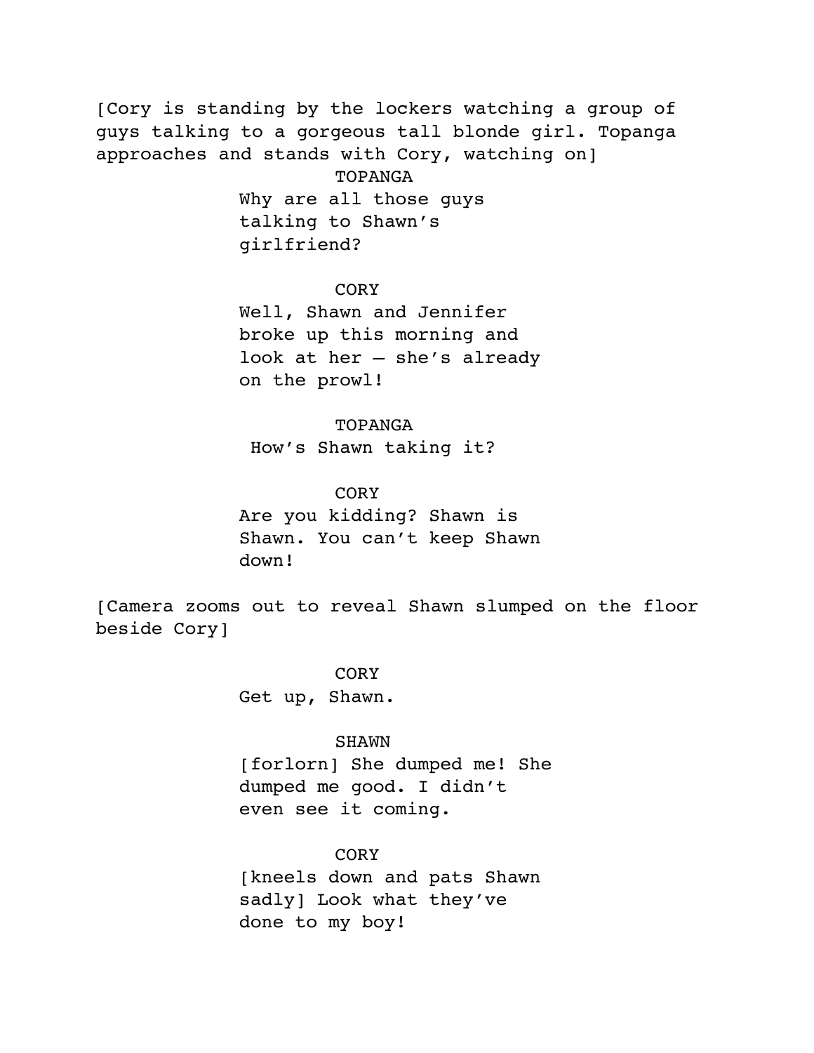[Cory is standing by the lockers watching a group of guys talking to a gorgeous tall blonde girl. Topanga approaches and stands with Cory, watching on]

TOPANGA

Why are all those guys talking to Shawn's girlfriend?

CORY

Well, Shawn and Jennifer broke up this morning and look at her – she's already on the prowl!

TOPANGA

How's Shawn taking it?

CORY

Are you kidding? Shawn is Shawn. You can't keep Shawn down!

[Camera zooms out to reveal Shawn slumped on the floor beside Cory]

CORY

Get up, Shawn.

SHAWN

[forlorn] She dumped me! She dumped me good. I didn't even see it coming.

CORY

[kneels down and pats Shawn sadly] Look what they've done to my boy!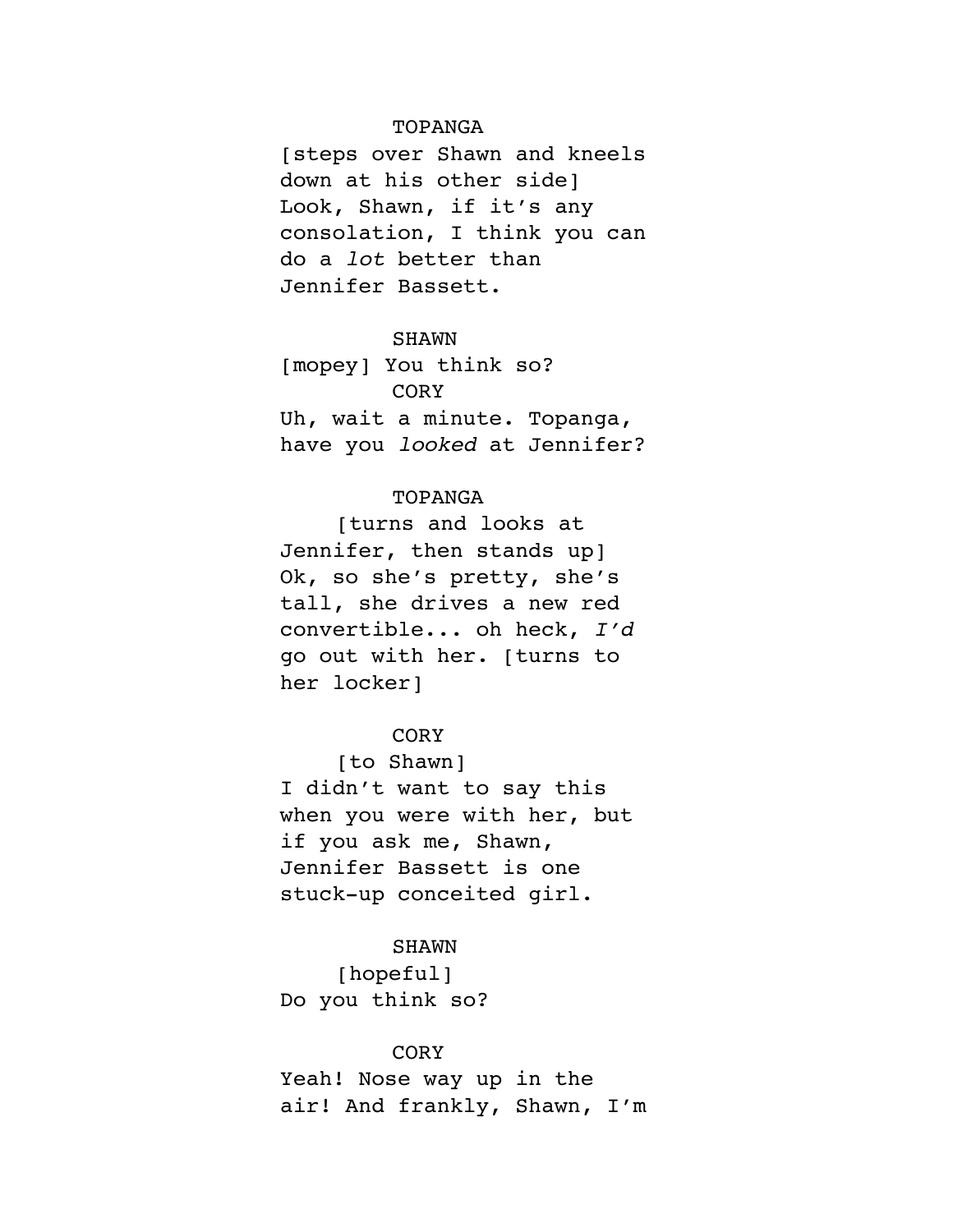TOPANGA

[steps over Shawn and kneels down at his other side] Look, Shawn, if it's any consolation, I think you can do a *lot* better than Jennifer Bassett.

SHAWN

[mopey] You think so?

CORY

Uh, wait a minute. Topanga, have you *looked* at Jennifer?

TOPANGA

[turns and looks at Jennifer, then stands up] Ok, so she's pretty, she's tall, she drives a new red convertible... oh heck, *I'd* go out with her. [turns to her locker]

CORY

[to Shawn] I didn't want to say this when you were with her, but if you ask me, Shawn, Jennifer Bassett is one stuck-up conceited girl.

SHAWN

[hopeful] Do you think so?

CORY

Yeah! Nose way up in the air! And frankly, Shawn, I'm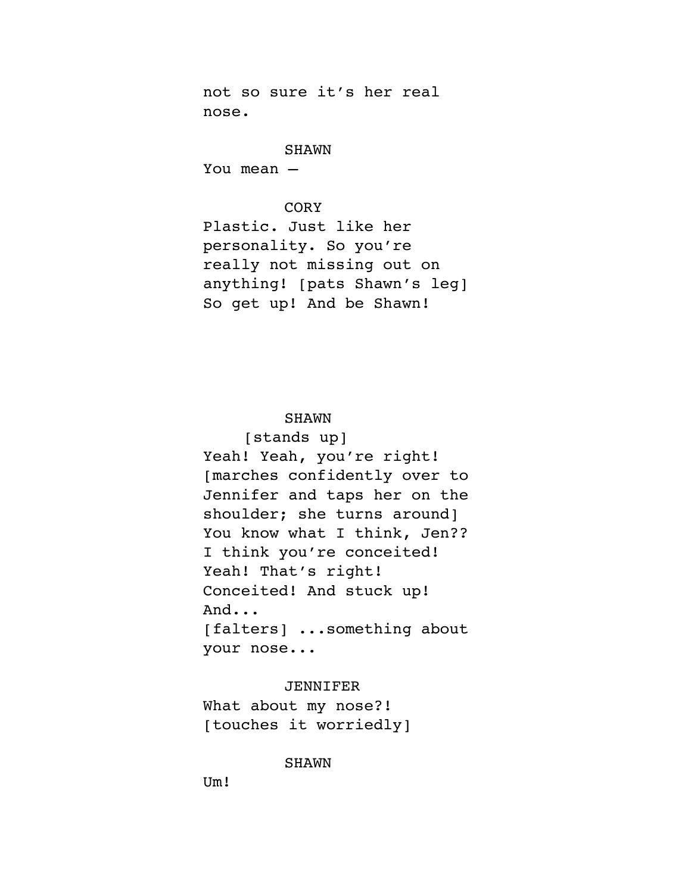not so sure it's her real nose.

SHAWN

You mean –

CORY

Plastic. Just like her personality. So you're really not missing out on anything! [pats Shawn's leg] So get up! And be Shawn!

SHAWN

[stands up]

Yeah! Yeah, you're right! [marches confidently over to Jennifer and taps her on the shoulder; she turns around] You know what I think, Jen?? I think you're conceited! Yeah! That's right! Conceited! And stuck up! And...
[falters] ...something about your nose...

JENNIFER

What about my nose?! [touches it worriedly]

SHAWN

Um!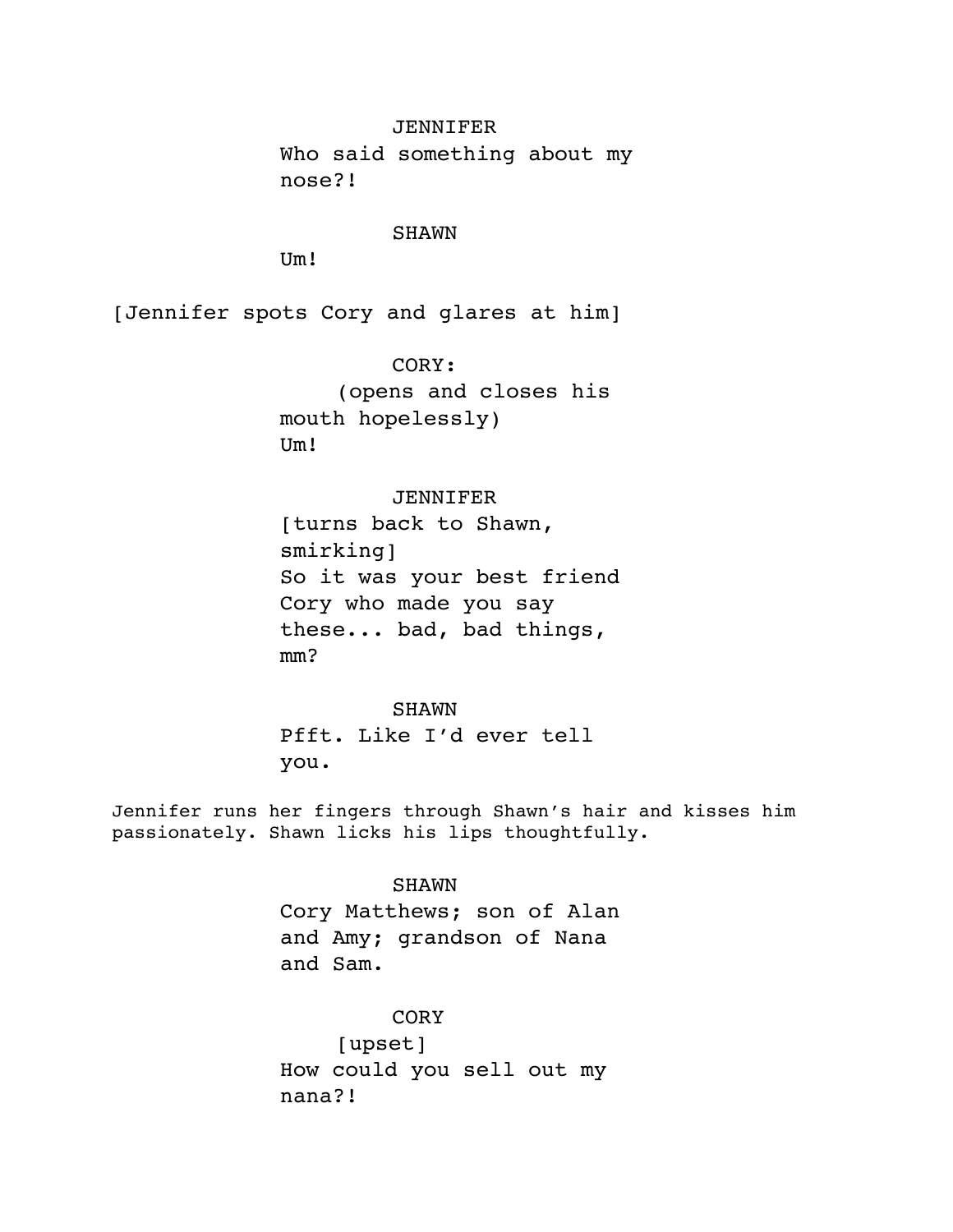JENNIFER

Who said something about my nose?!

SHAWN

Um!

[Jennifer spots Cory and glares at him]

CORY:

(opens and closes his mouth hopelessly)

Um!

JENNIFER

[turns back to Shawn, smirking]

So it was your best friend Cory who made you say these... bad, bad things, mm?

SHAWN

Pfft. Like I'd ever tell you.

Jennifer runs her fingers through Shawn's hair and kisses him passionately. Shawn licks his lips thoughtfully.

SHAWN

Cory Matthews; son of Alan and Amy; grandson of Nana and Sam.

CORY

[upset]

How could you sell out my nana?!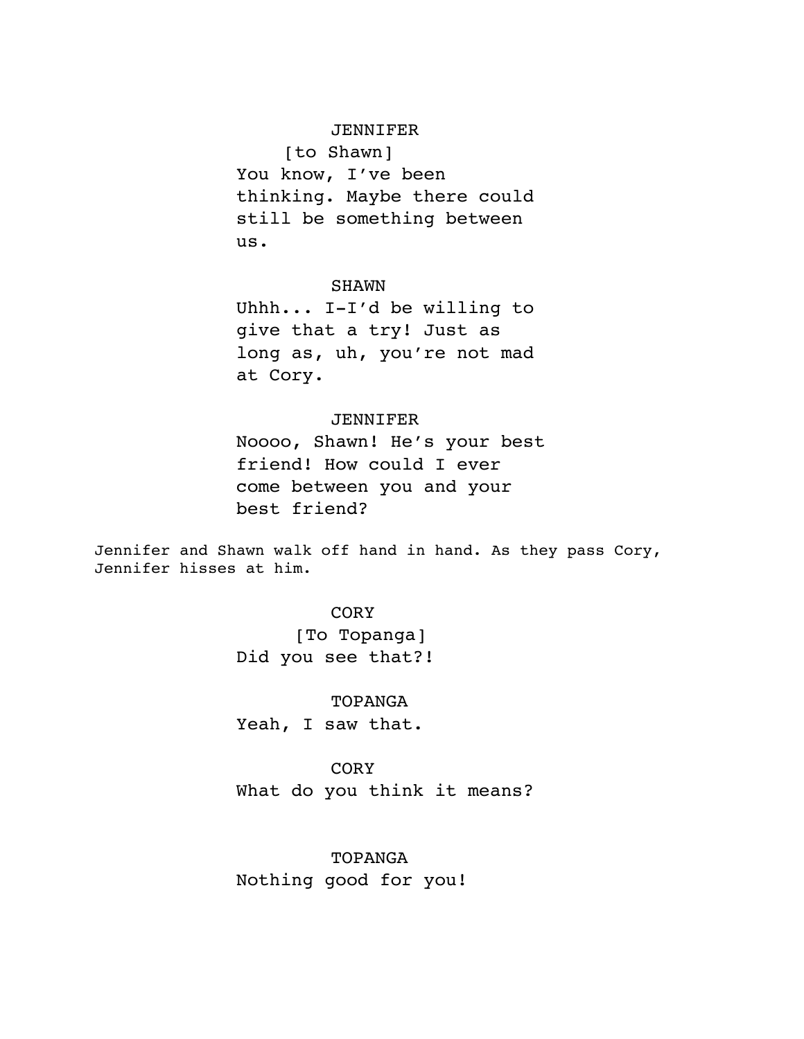JENNIFER

[to Shawn]

You know, I've been thinking. Maybe there could still be something between us.

SHAWN

Uhhh... I-I'd be willing to give that a try! Just as long as, uh, you're not mad at Cory.

JENNIFER

Noooo, Shawn! He's your best friend! How could I ever come between you and your best friend?

Jennifer and Shawn walk off hand in hand. As they pass Cory, Jennifer hisses at him.

CORY

[To Topanga]

Did you see that?!

TOPANGA

Yeah, I saw that.

CORY

What do you think it means?

TOPANGA

Nothing good for you!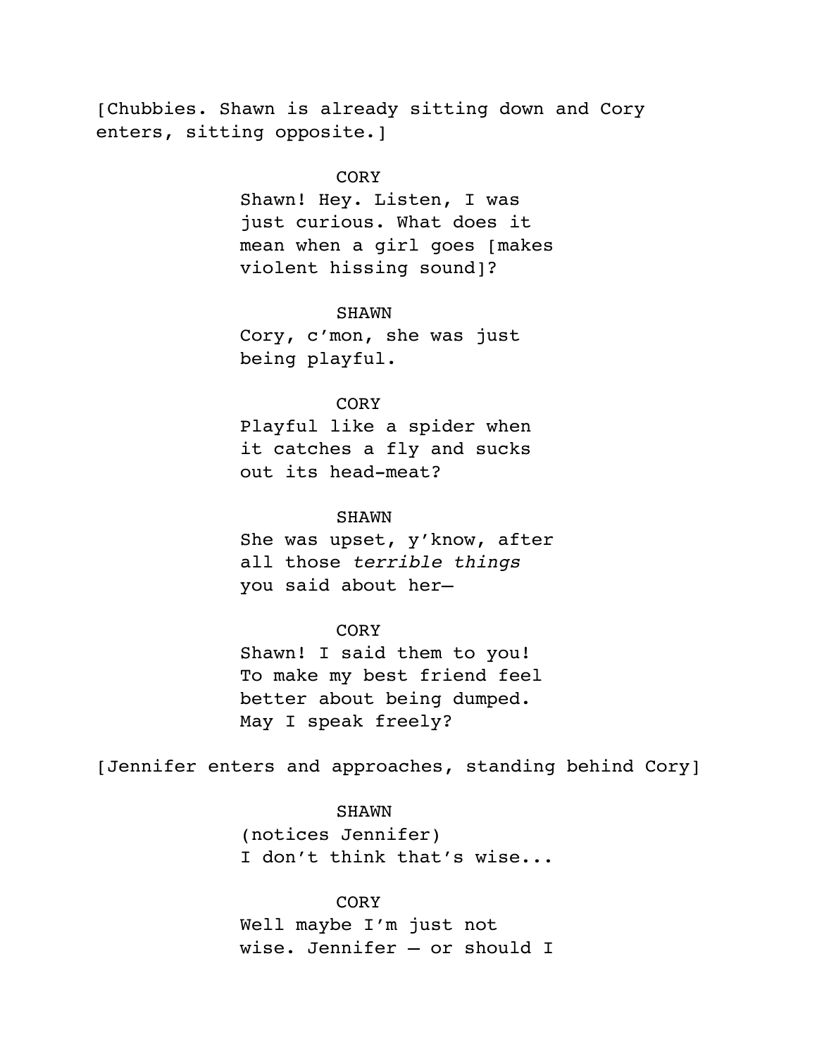[Chubbies. Shawn is already sitting down and Cory enters, sitting opposite.]

CORY
Shawn! Hey. Listen, I was just curious. What does it mean when a girl goes [makes violent hissing sound]?

SHAWN
Cory, c'mon, she was just being playful.

CORY
Playful like a spider when it catches a fly and sucks out its head-meat?

SHAWN
She was upset, y'know, after all those *terrible things* you said about her—

CORY
Shawn! I said them to you! To make my best friend feel better about being dumped. May I speak freely?

[Jennifer enters and approaches, standing behind Cory]

SHAWN
(notices Jennifer)
I don't think that's wise...

CORY
Well maybe I'm just not wise. Jennifer — or should I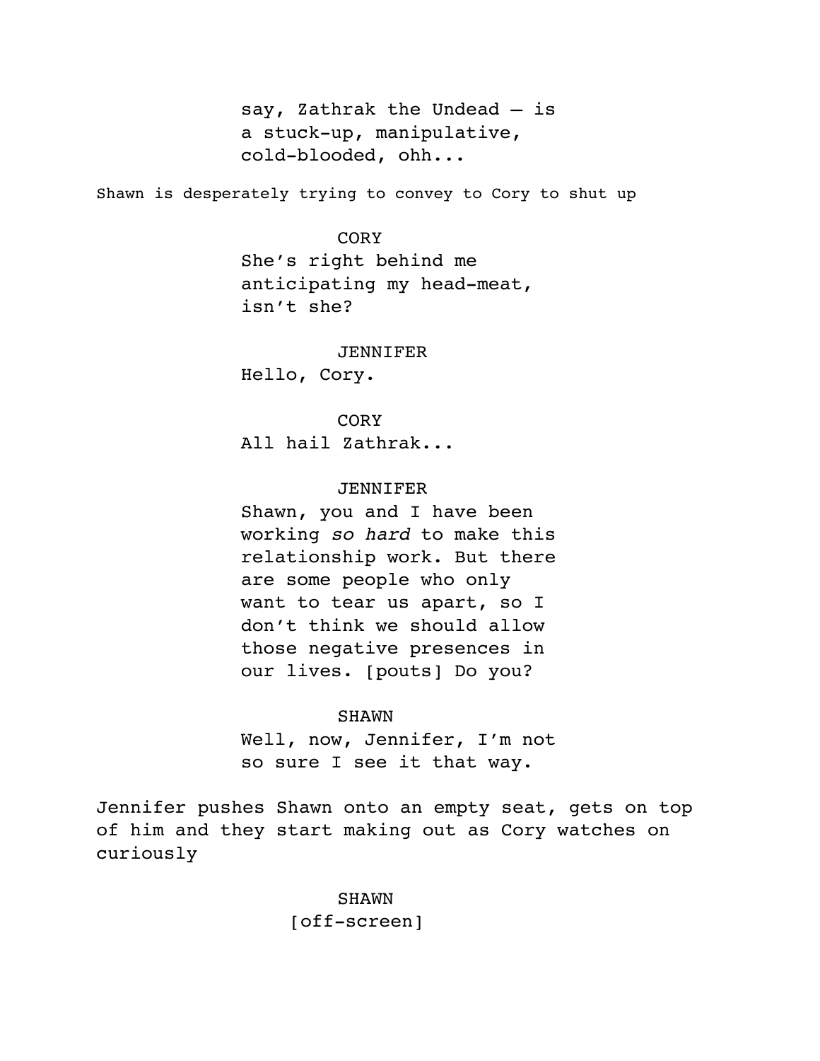say, Zathrak the Undead – is a stuck-up, manipulative, cold-blooded, ohh...

Shawn is desperately trying to convey to Cory to shut up

CORY
She's right behind me anticipating my head-meat, isn't she?

JENNIFER
Hello, Cory.

CORY
All hail Zathrak...

JENNIFER
Shawn, you and I have been working *so hard* to make this relationship work. But there are some people who only want to tear us apart, so I don't think we should allow those negative presences in our lives. [pouts] Do you?

SHAWN
Well, now, Jennifer, I'm not so sure I see it that way.

Jennifer pushes Shawn onto an empty seat, gets on top of him and they start making out as Cory watches on curiously

SHAWN
[off-screen]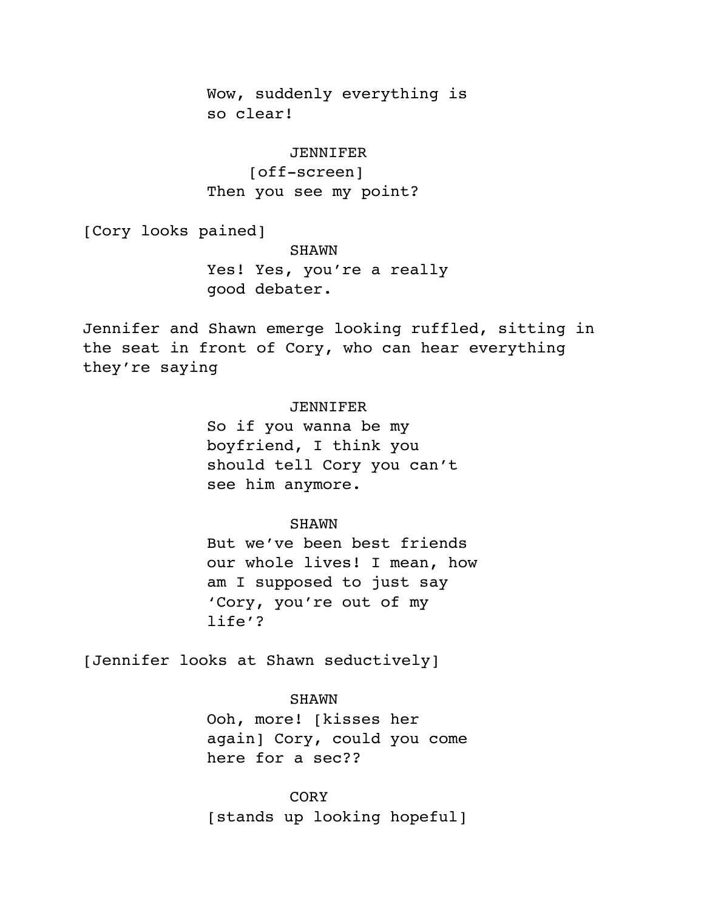Wow, suddenly everything is so clear!

JENNIFER

[off-screen]

Then you see my point?

[Cory looks pained]

SHAWN

Yes! Yes, you're a really good debater.

Jennifer and Shawn emerge looking ruffled, sitting in the seat in front of Cory, who can hear everything they're saying

JENNIFER

So if you wanna be my boyfriend, I think you should tell Cory you can't see him anymore.

SHAWN

But we've been best friends our whole lives! I mean, how am I supposed to just say 'Cory, you're out of my life'?

[Jennifer looks at Shawn seductively]

SHAWN

Ooh, more! [kisses her again] Cory, could you come here for a sec??

CORY

[stands up looking hopeful]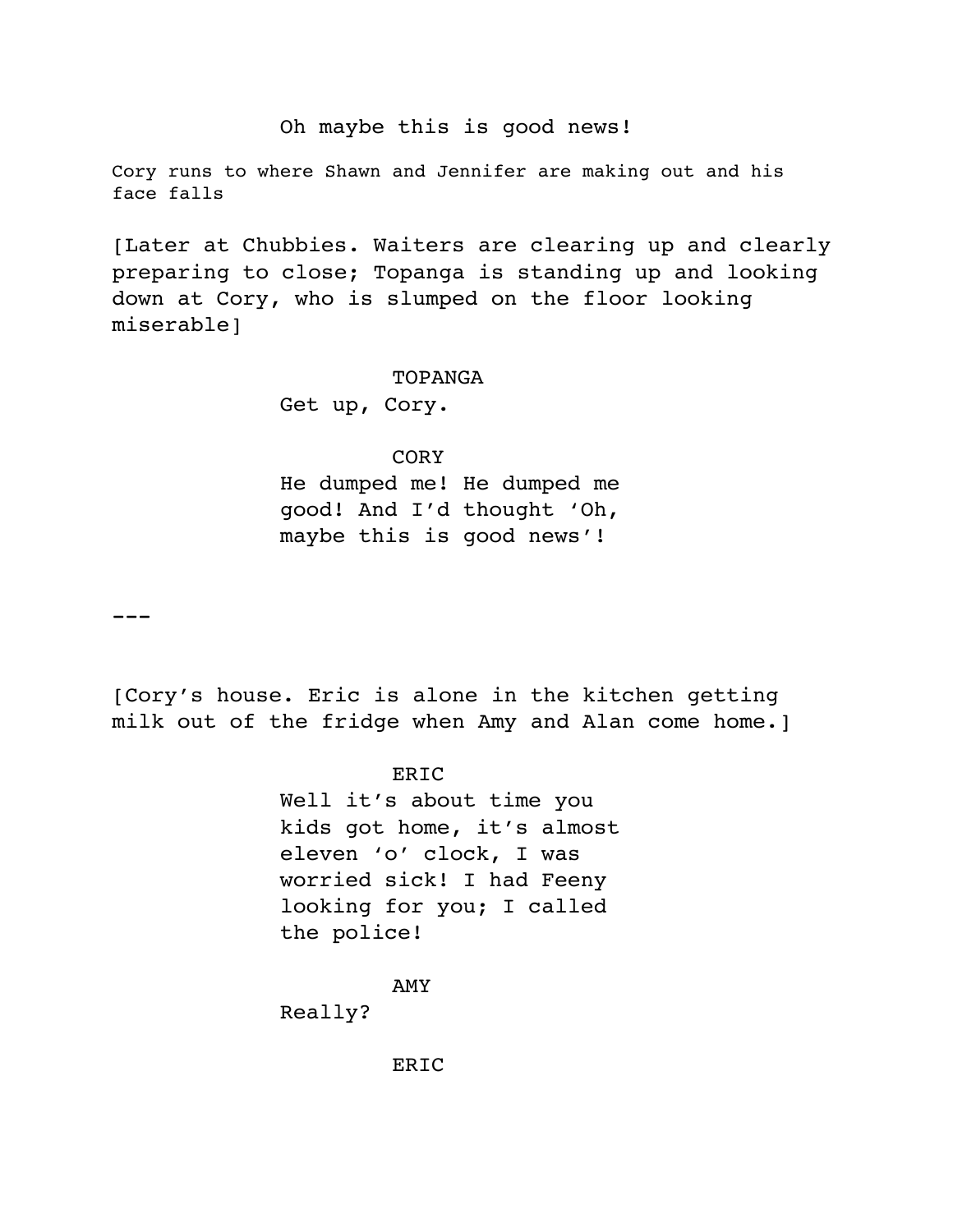Oh maybe this is good news!

Cory runs to where Shawn and Jennifer are making out and his face falls

[Later at Chubbies. Waiters are clearing up and clearly preparing to close; Topanga is standing up and looking down at Cory, who is slumped on the floor looking miserable]

TOPANGA

Get up, Cory.

CORY

He dumped me! He dumped me good! And I'd thought 'Oh, maybe this is good news'!

---

[Cory's house. Eric is alone in the kitchen getting milk out of the fridge when Amy and Alan come home.]

ERIC

Well it's about time you kids got home, it's almost eleven 'o' clock, I was worried sick! I had Feeny looking for you; I called the police!

AMY

Really?

ERIC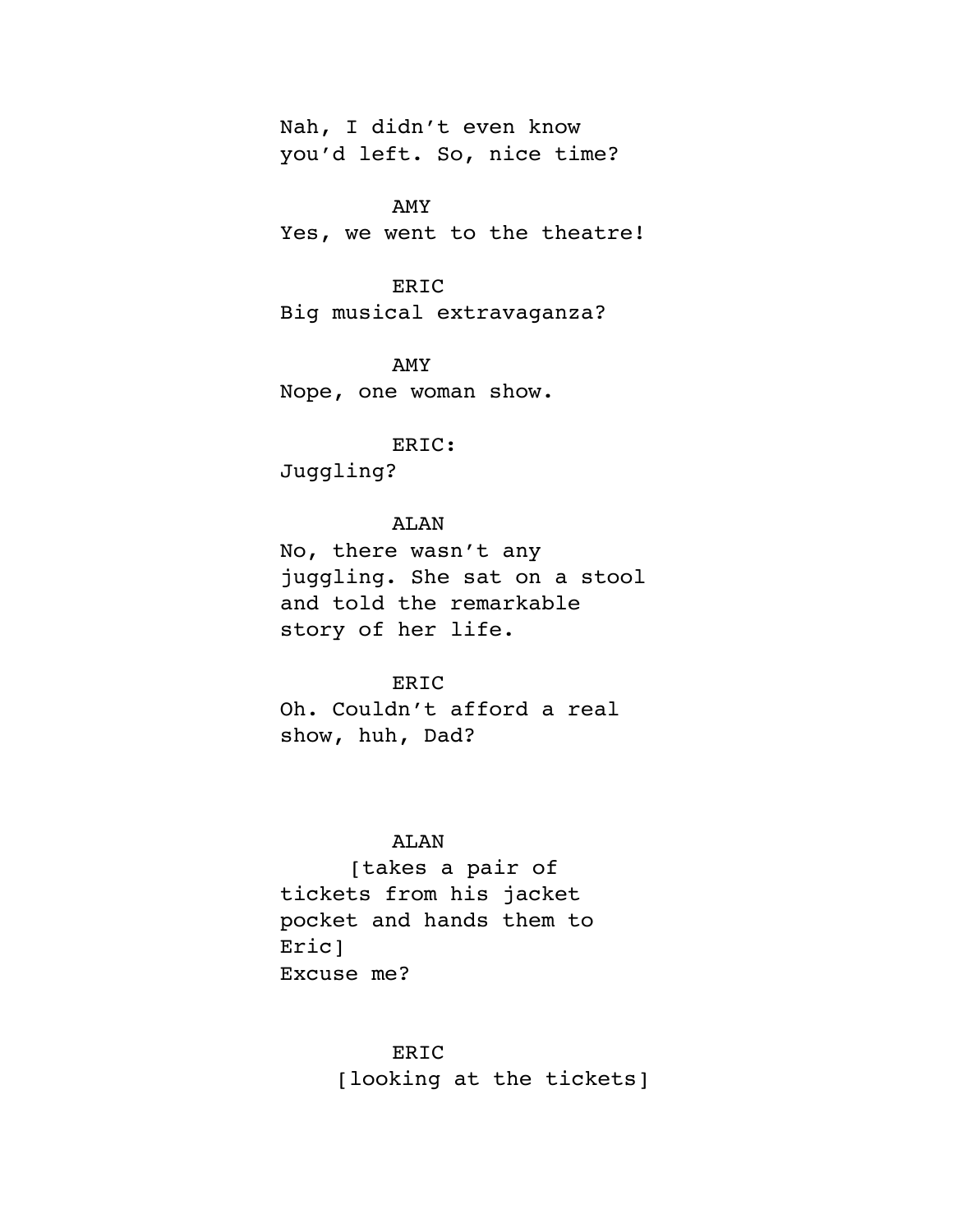Nah, I didn't even know you'd left. So, nice time?

AMY
Yes, we went to the theatre!

ERIC
Big musical extravaganza?

AMY
Nope, one woman show.

ERIC:
Juggling?

ALAN
No, there wasn't any juggling. She sat on a stool and told the remarkable story of her life.

ERIC
Oh. Couldn't afford a real show, huh, Dad?

ALAN
[takes a pair of tickets from his jacket pocket and hands them to Eric]
Excuse me?

ERIC
[looking at the tickets]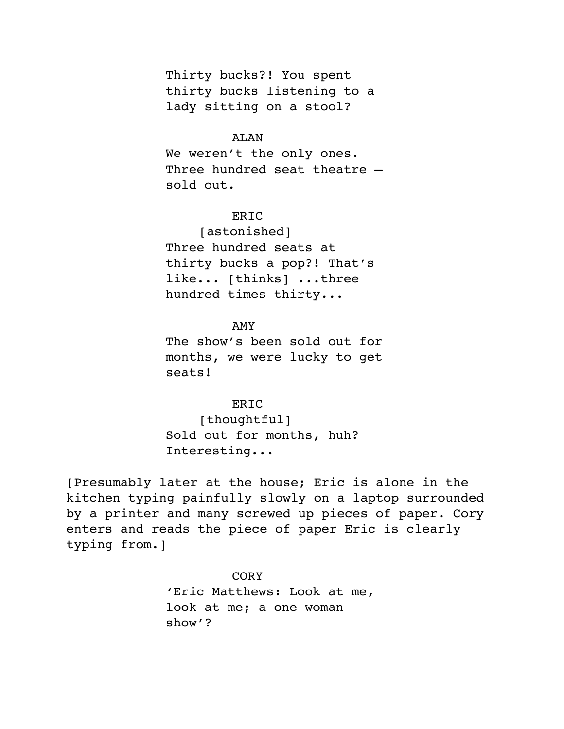Thirty bucks?! You spent thirty bucks listening to a lady sitting on a stool?

ALAN

We weren't the only ones. Three hundred seat theatre — sold out.

ERIC

[astonished]

Three hundred seats at thirty bucks a pop?! That's like... [thinks] ...three hundred times thirty...

AMY

The show's been sold out for months, we were lucky to get seats!

ERIC

[thoughtful]

Sold out for months, huh? Interesting...

[Presumably later at the house; Eric is alone in the kitchen typing painfully slowly on a laptop surrounded by a printer and many screwed up pieces of paper. Cory enters and reads the piece of paper Eric is clearly typing from.]

CORY

'Eric Matthews: Look at me, look at me; a one woman show'?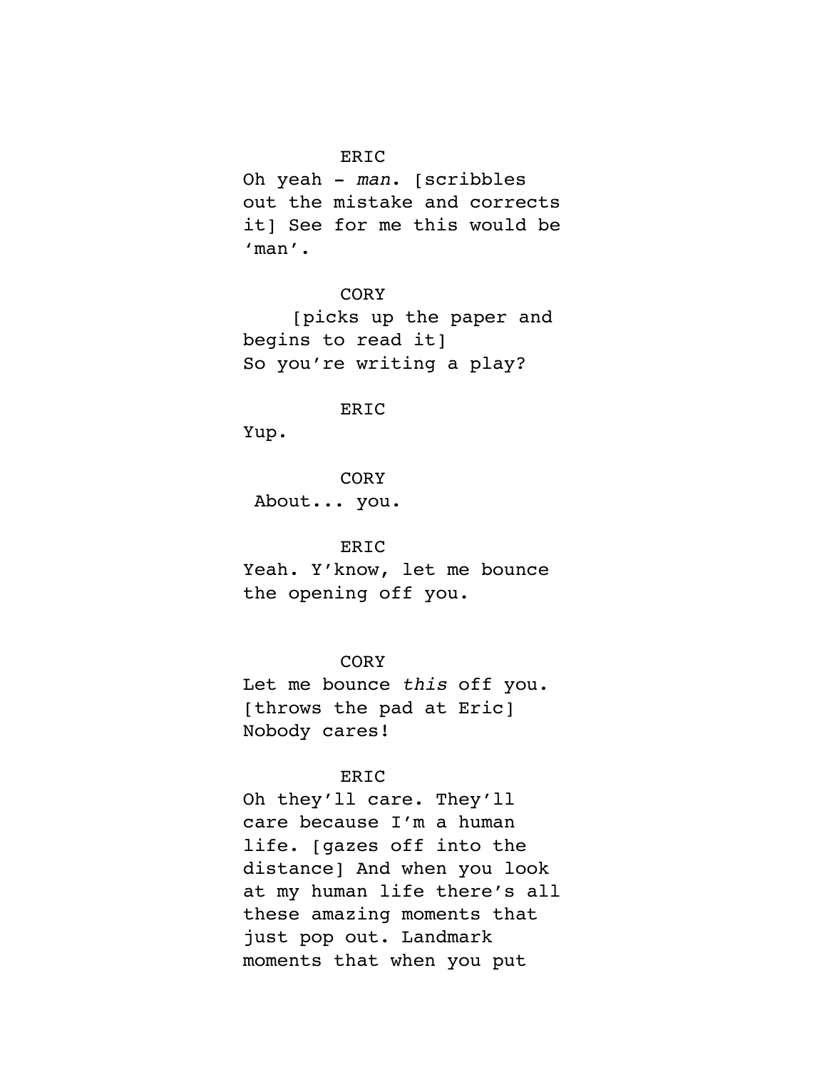ERIC

Oh yeah - *man*. [scribbles out the mistake and corrects it] See for me this would be 'man'.

CORY

[picks up the paper and begins to read it]
So you're writing a play?

ERIC

Yup.

CORY

About... you.

ERIC

Yeah. Y'know, let me bounce the opening off you.

CORY

Let me bounce *this* off you. [throws the pad at Eric]
Nobody cares!

ERIC

Oh they'll care. They'll care because I'm a human life. [gazes off into the distance] And when you look at my human life there's all these amazing moments that just pop out. Landmark moments that when you put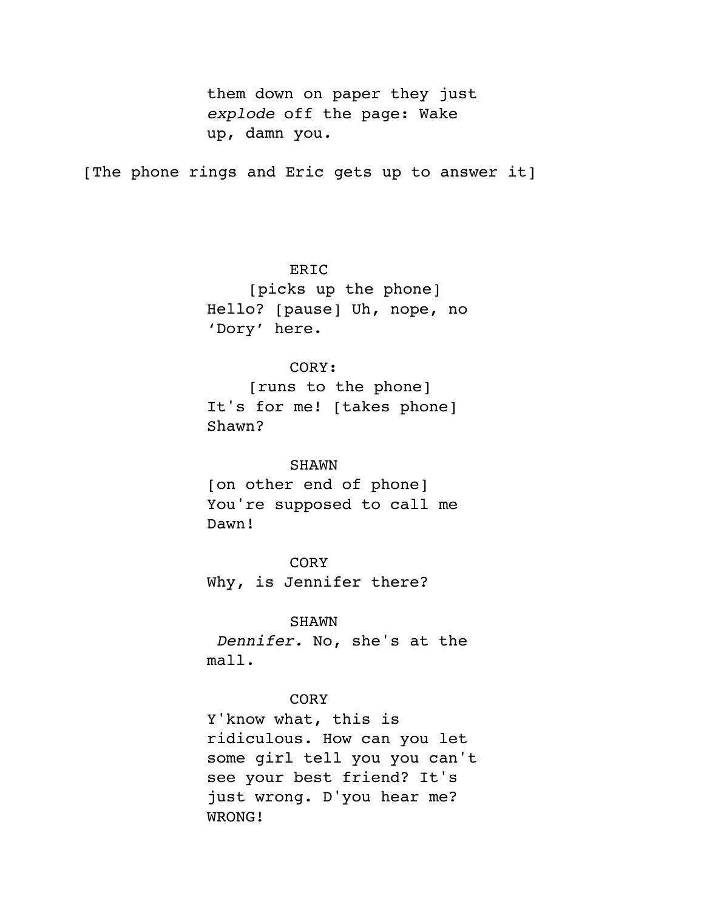them down on paper they just *explode* off the page: Wake up, damn you.

[The phone rings and Eric gets up to answer it]

ERIC
[picks up the phone]
Hello? [pause] Uh, nope, no 'Dory' here.

CORY:
[runs to the phone]
It's for me! [takes phone] Shawn?

SHAWN
[on other end of phone]
You're supposed to call me Dawn!

CORY
Why, is Jennifer there?

SHAWN
*Dennifer.* No, she's at the mall.

CORY
Y'know what, this is ridiculous. How can you let some girl tell you you can't see your best friend? It's just wrong. D'you hear me? WRONG!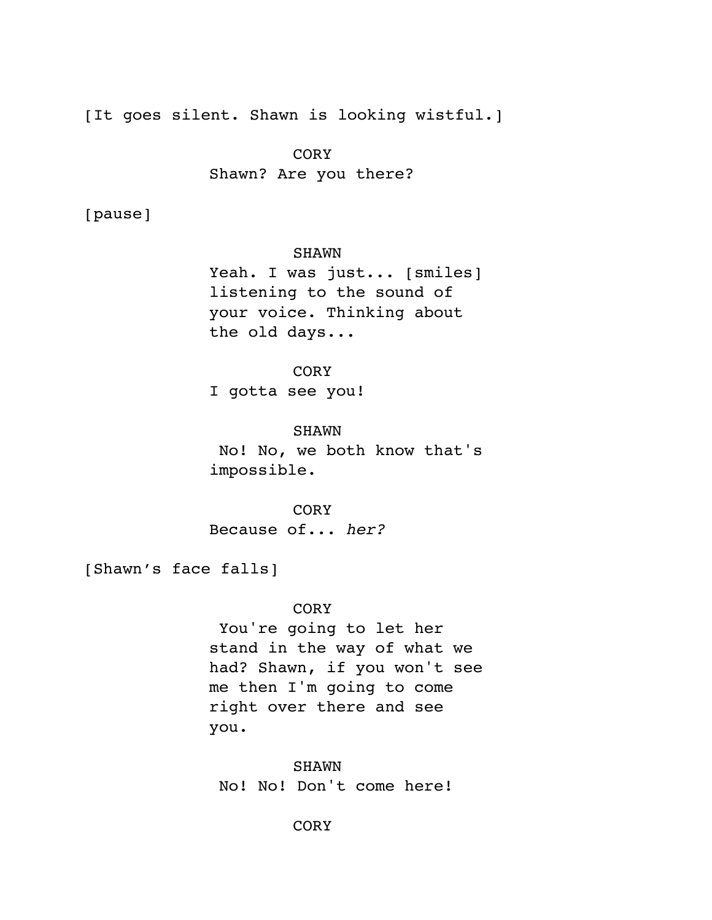[It goes silent. Shawn is looking wistful.]

CORY
Shawn? Are you there?

[pause]

SHAWN
Yeah. I was just... [smiles] listening to the sound of your voice. Thinking about the old days...

CORY
I gotta see you!

SHAWN
No! No, we both know that's impossible.

CORY
Because of... *her?*

[Shawn's face falls]

CORY
You're going to let her stand in the way of what we had? Shawn, if you won't see me then I'm going to come right over there and see you.

SHAWN
No! No! Don't come here!

CORY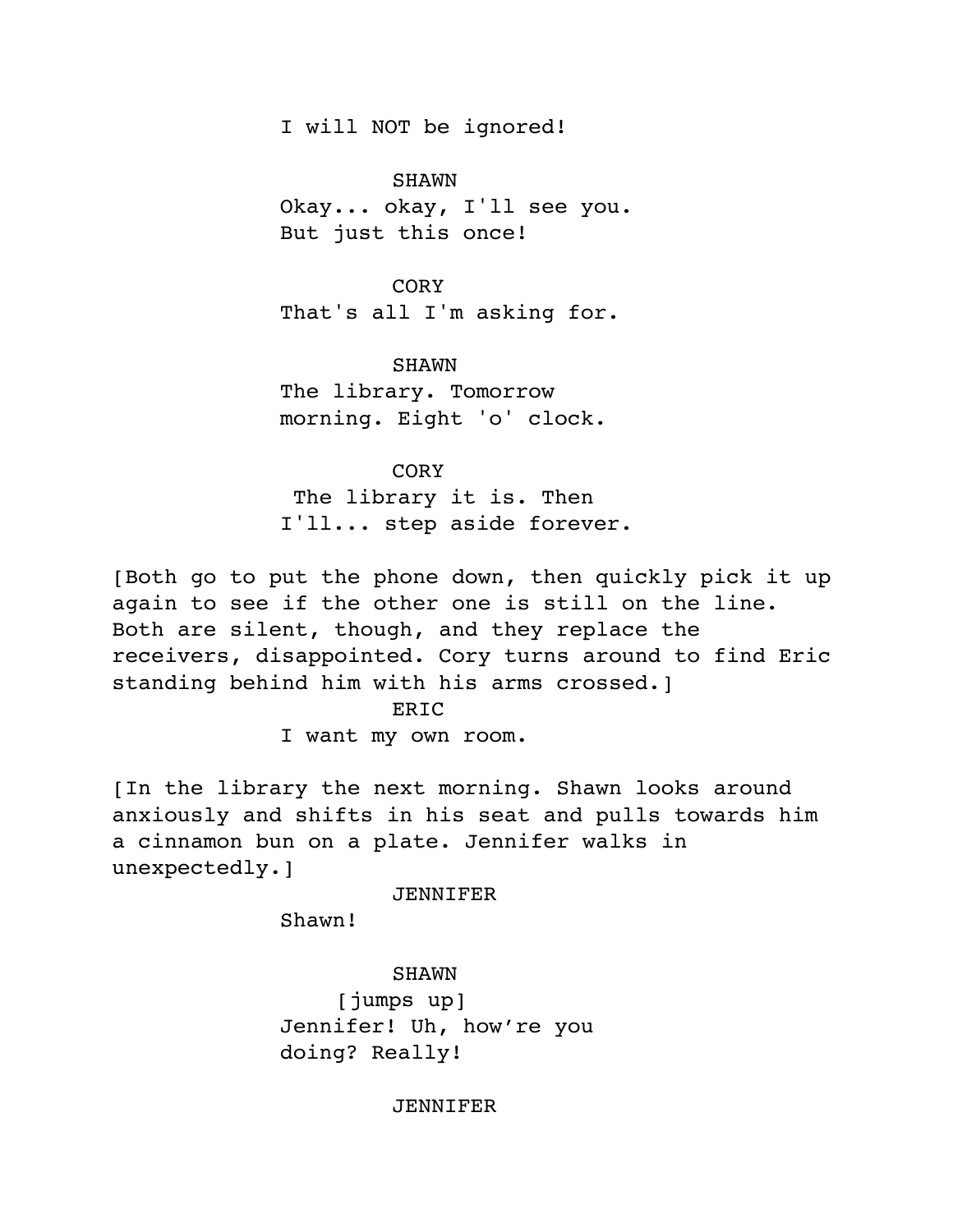I will NOT be ignored!

SHAWN
Okay... okay, I'll see you. But just this once!

CORY
That's all I'm asking for.

SHAWN
The library. Tomorrow morning. Eight 'o' clock.

CORY
The library it is. Then I'll... step aside forever.

[Both go to put the phone down, then quickly pick it up again to see if the other one is still on the line. Both are silent, though, and they replace the receivers, disappointed. Cory turns around to find Eric standing behind him with his arms crossed.]

ERIC
I want my own room.

[In the library the next morning. Shawn looks around anxiously and shifts in his seat and pulls towards him a cinnamon bun on a plate. Jennifer walks in unexpectedly.]

JENNIFER
Shawn!

SHAWN
[jumps up]
Jennifer! Uh, how're you doing? Really!

JENNIFER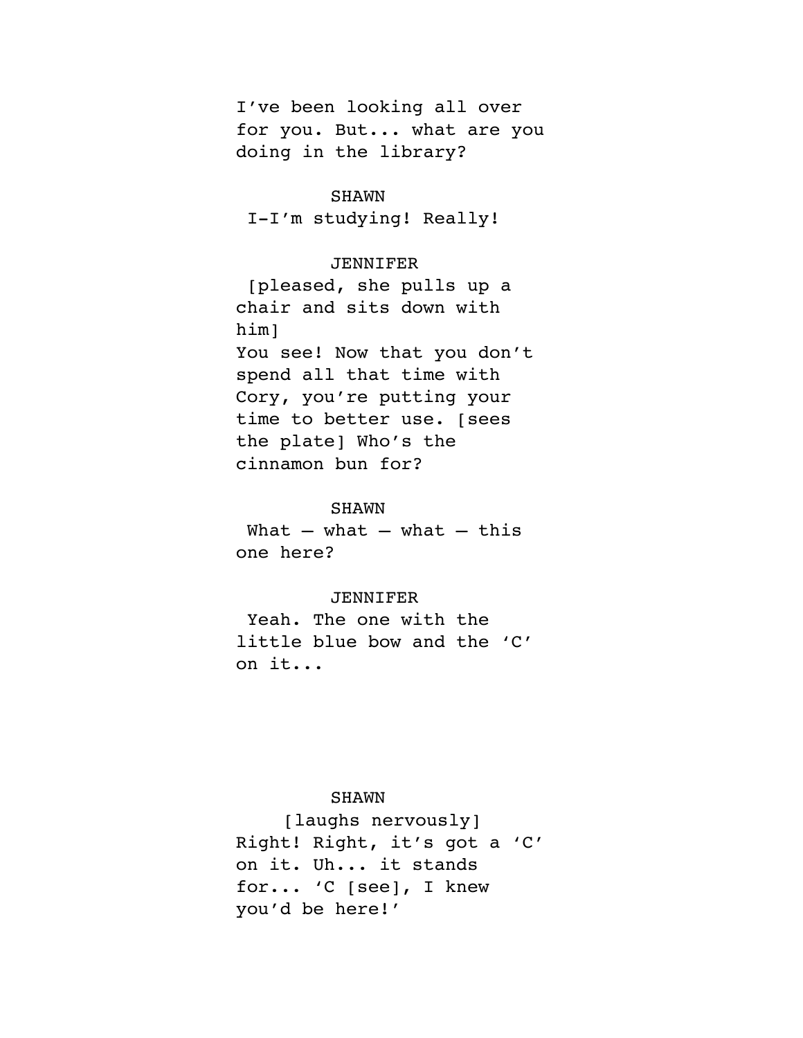I've been looking all over for you. But... what are you doing in the library?

SHAWN

I-I'm studying! Really!

JENNIFER

[pleased, she pulls up a chair and sits down with him]
You see! Now that you don't spend all that time with Cory, you're putting your time to better use. [sees the plate] Who's the cinnamon bun for?

SHAWN

What — what — what — this one here?

JENNIFER

Yeah. The one with the little blue bow and the 'C' on it...

SHAWN

[laughs nervously]
Right! Right, it's got a 'C' on it. Uh... it stands for... 'C [see], I knew you'd be here!'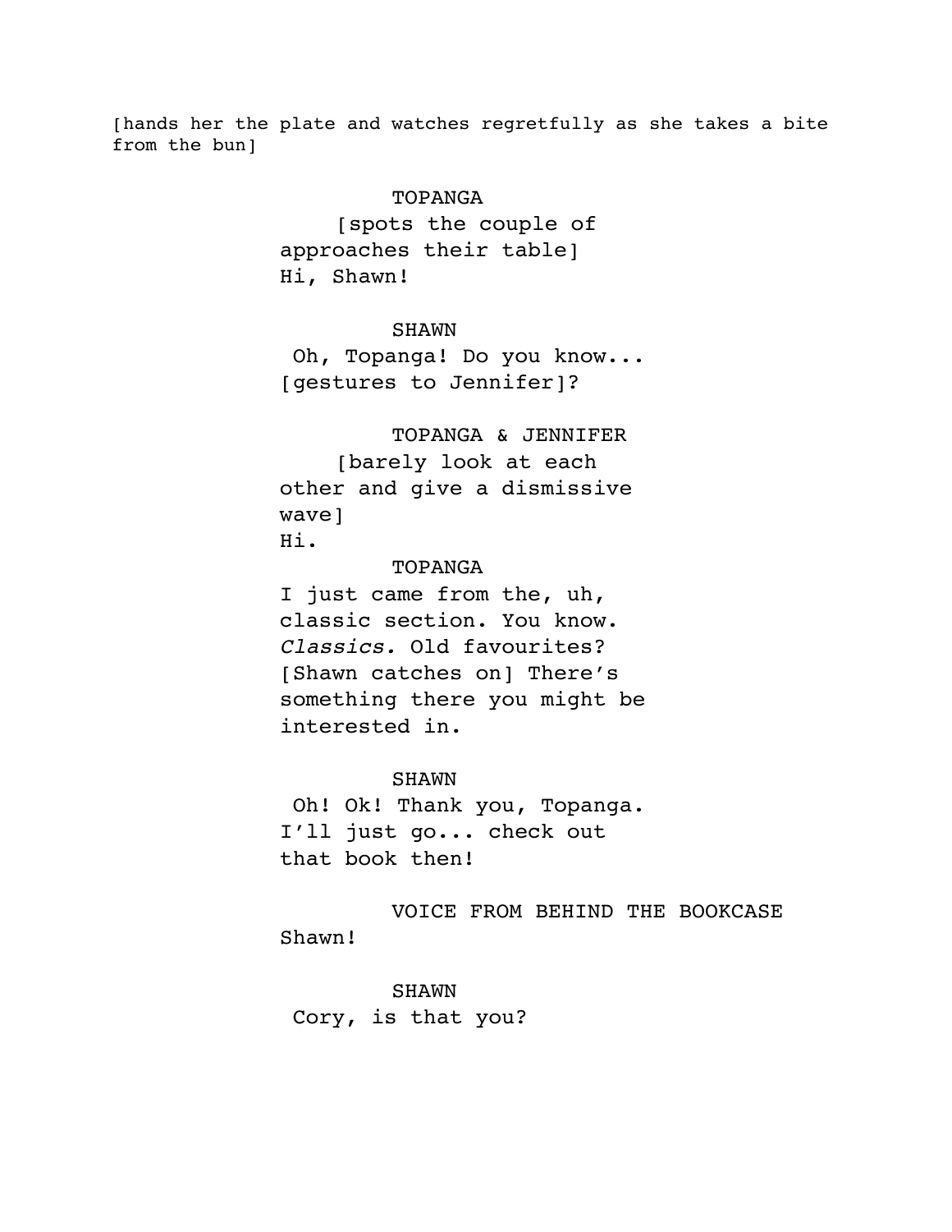[hands her the plate and watches regretfully as she takes a bite from the bun]

TOPANGA

[spots the couple of approaches their table]
Hi, Shawn!

SHAWN

Oh, Topanga! Do you know... [gestures to Jennifer]?

TOPANGA & JENNIFER

[barely look at each other and give a dismissive wave]
Hi.

TOPANGA

I just came from the, uh, classic section. You know. *Classics.* Old favourites? [Shawn catches on] There's something there you might be interested in.

SHAWN

Oh! Ok! Thank you, Topanga. I'll just go... check out that book then!

VOICE FROM BEHIND THE BOOKCASE

Shawn!

SHAWN

Cory, is that you?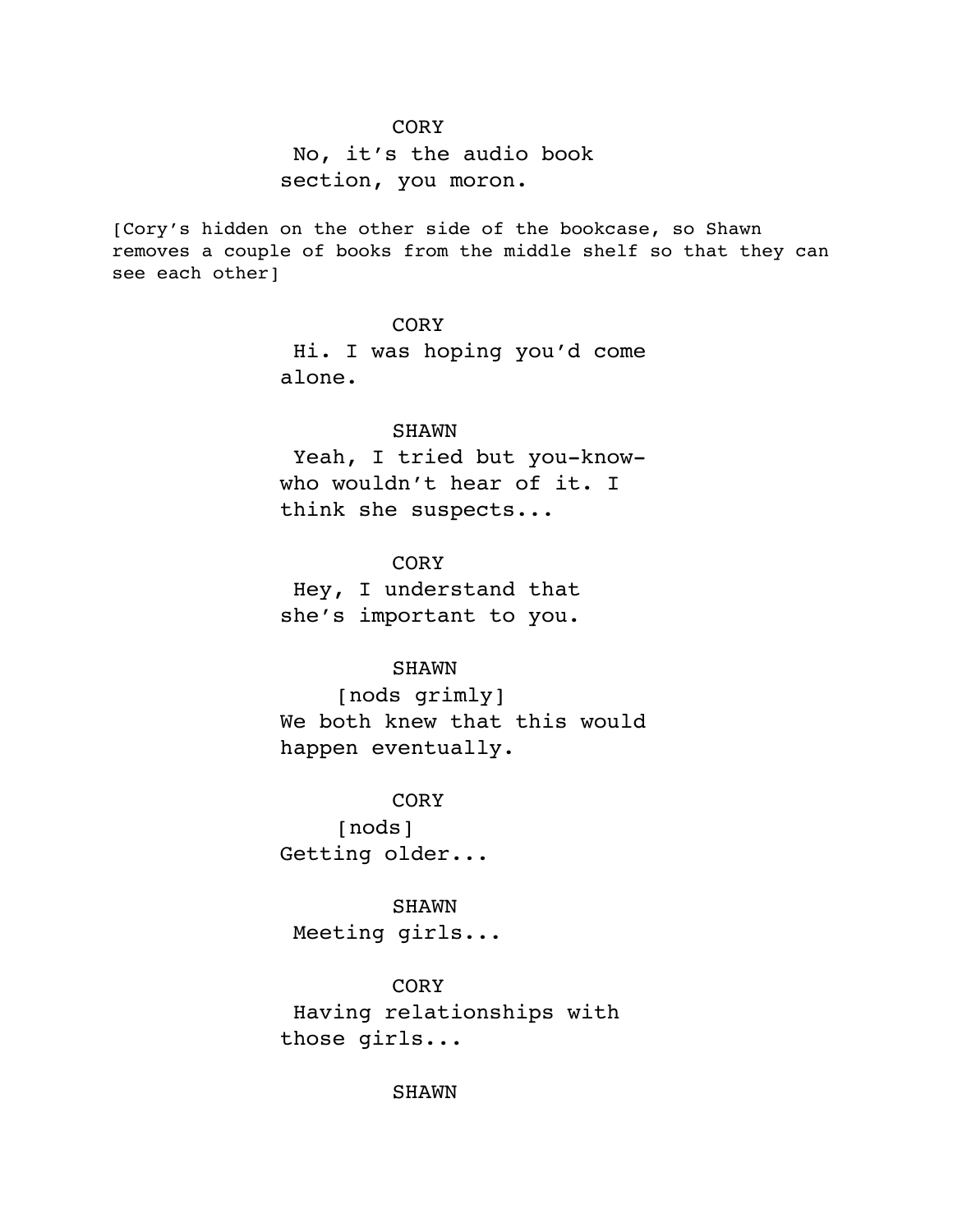CORY

No, it's the audio book section, you moron.

[Cory's hidden on the other side of the bookcase, so Shawn removes a couple of books from the middle shelf so that they can see each other]

CORY

Hi. I was hoping you'd come alone.

SHAWN

Yeah, I tried but you-know-who wouldn't hear of it. I think she suspects...

CORY

Hey, I understand that she's important to you.

SHAWN

[nods grimly]

We both knew that this would happen eventually.

CORY

[nods]

Getting older...

SHAWN

Meeting girls...

CORY

Having relationships with those girls...

SHAWN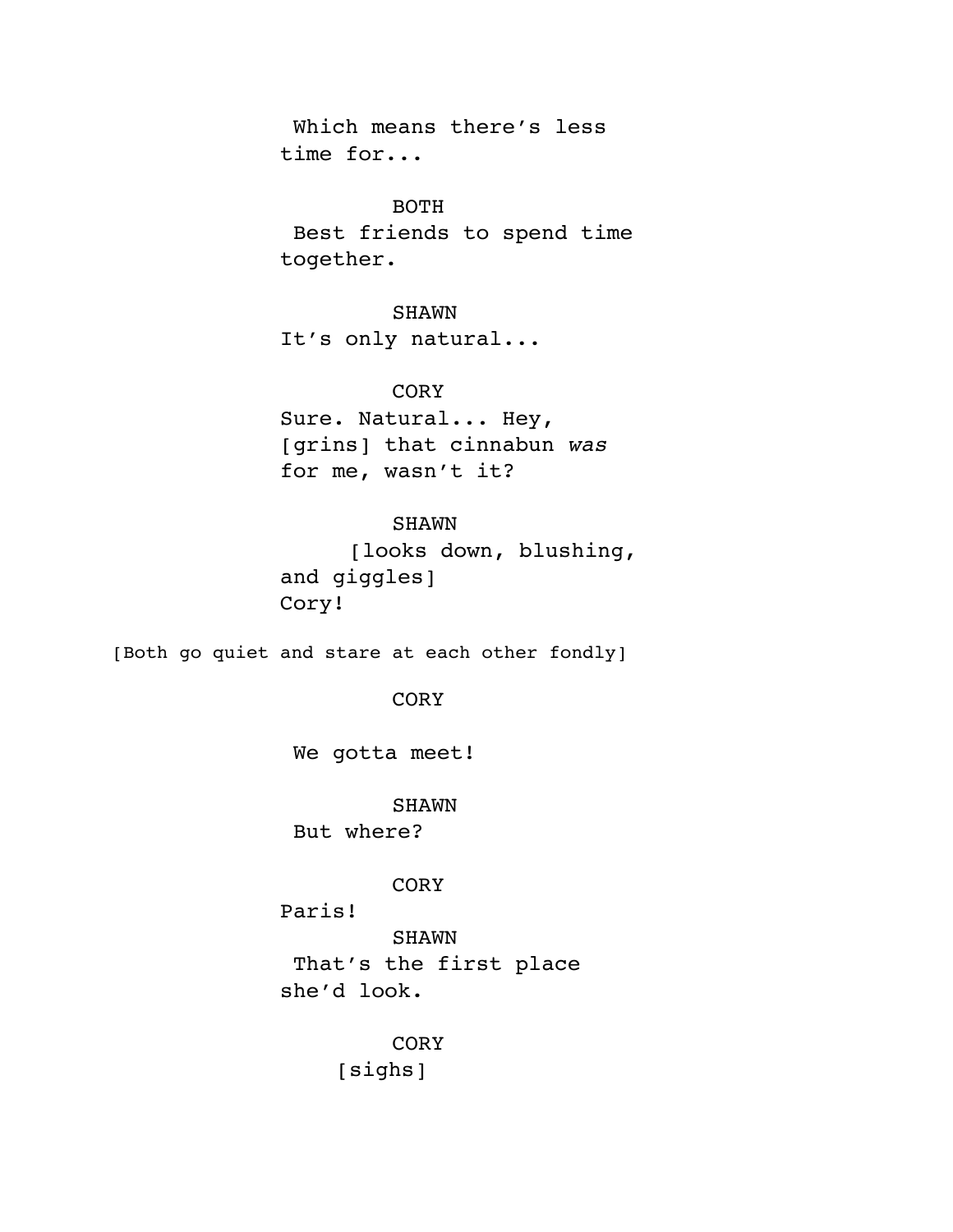Which means there's less time for...

BOTH

Best friends to spend time together.

SHAWN

It's only natural...

CORY

Sure. Natural... Hey, [grins] that cinnabun *was* for me, wasn't it?

SHAWN

[looks down, blushing, and giggles]

Cory!

[Both go quiet and stare at each other fondly]

CORY

We gotta meet!

SHAWN

But where?

CORY

Paris!

SHAWN

That's the first place she'd look.

CORY

[sighs]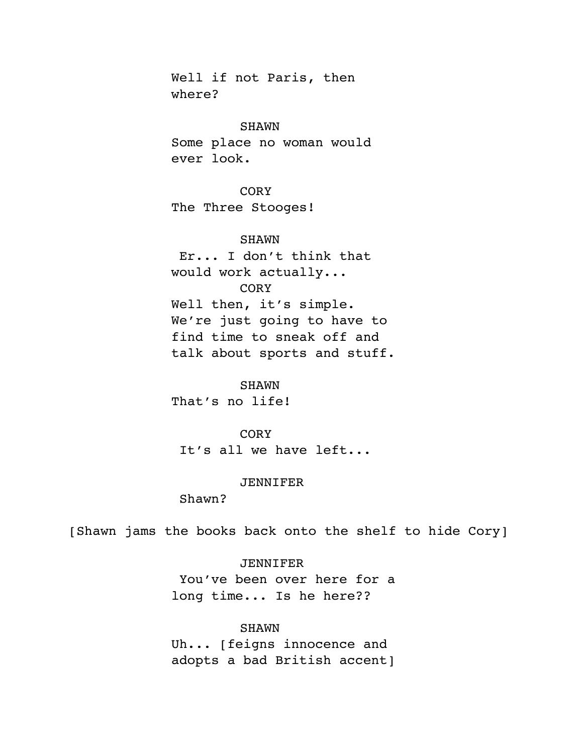Well if not Paris, then where?

SHAWN

Some place no woman would ever look.

CORY

The Three Stooges!

SHAWN

Er... I don't think that would work actually...

CORY

Well then, it's simple. We're just going to have to find time to sneak off and talk about sports and stuff.

SHAWN

That's no life!

CORY

It's all we have left...

JENNIFER

Shawn?

[Shawn jams the books back onto the shelf to hide Cory]

JENNIFER

You've been over here for a long time... Is he here??

SHAWN

Uh... [feigns innocence and adopts a bad British accent]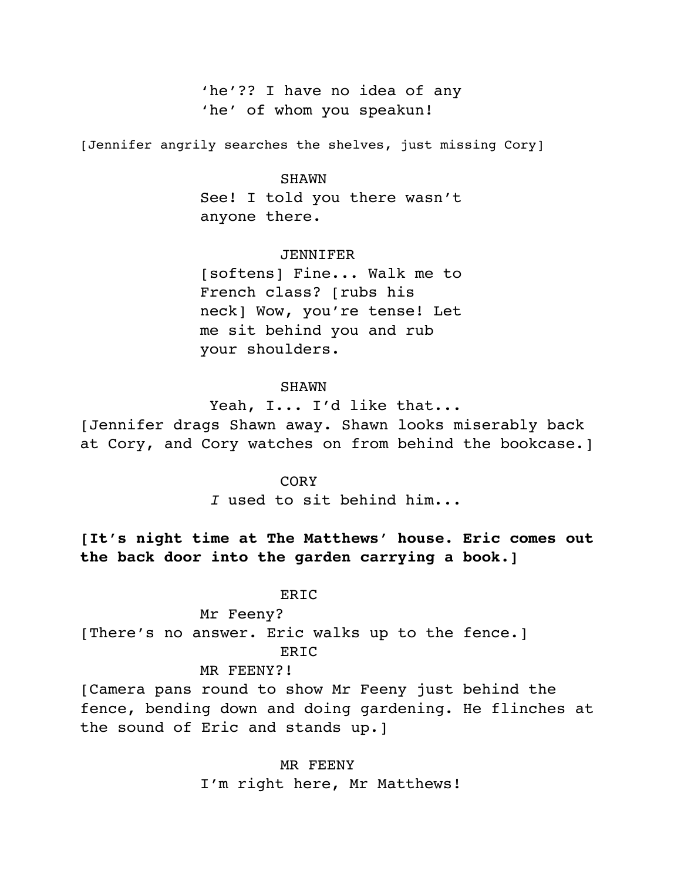'he'?? I have no idea of any 'he' of whom you speakun!

[Jennifer angrily searches the shelves, just missing Cory]

SHAWN

See! I told you there wasn't anyone there.

JENNIFER

[softens] Fine... Walk me to French class? [rubs his neck] Wow, you're tense! Let me sit behind you and rub your shoulders.

SHAWN

Yeah, I... I'd like that...

[Jennifer drags Shawn away. Shawn looks miserably back at Cory, and Cory watches on from behind the bookcase.]

CORY

*I* used to sit behind him...

**[It's night time at The Matthews' house. Eric comes out the back door into the garden carrying a book.]**

ERIC

Mr Feeny?

[There's no answer. Eric walks up to the fence.]

ERIC

MR FEENY?!

[Camera pans round to show Mr Feeny just behind the fence, bending down and doing gardening. He flinches at the sound of Eric and stands up.]

MR FEENY

I'm right here, Mr Matthews!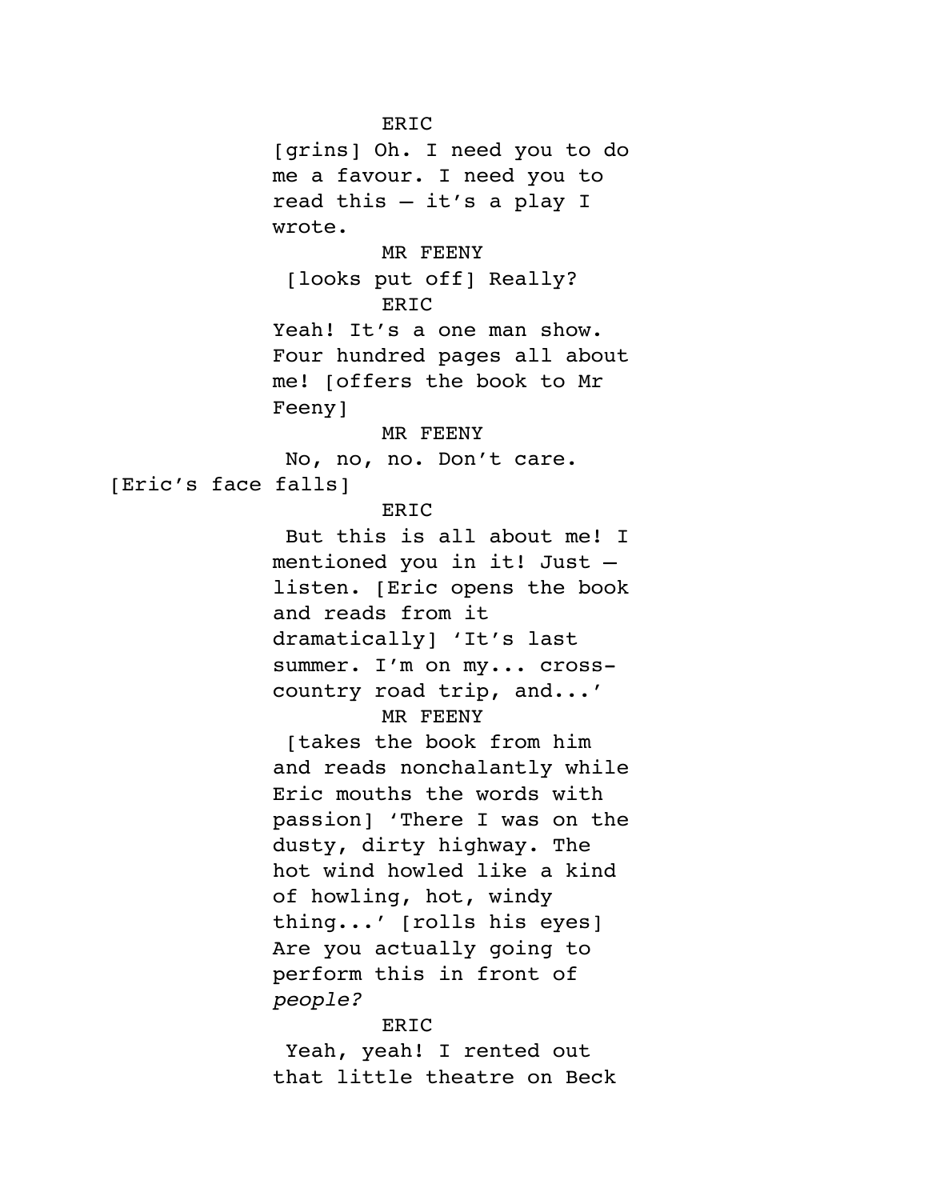ERIC

[grins] Oh. I need you to do me a favour. I need you to read this – it's a play I wrote.

MR FEENY

[looks put off] Really?

ERIC

Yeah! It's a one man show. Four hundred pages all about me! [offers the book to Mr Feeny]

MR FEENY

No, no, no. Don't care.

[Eric's face falls]

ERIC

But this is all about me! I mentioned you in it! Just – listen. [Eric opens the book and reads from it dramatically] 'It's last summer. I'm on my... cross-country road trip, and...'

MR FEENY

[takes the book from him and reads nonchalantly while Eric mouths the words with passion] 'There I was on the dusty, dirty highway. The hot wind howled like a kind of howling, hot, windy thing...' [rolls his eyes] Are you actually going to perform this in front of *people?*

ERIC

Yeah, yeah! I rented out that little theatre on Beck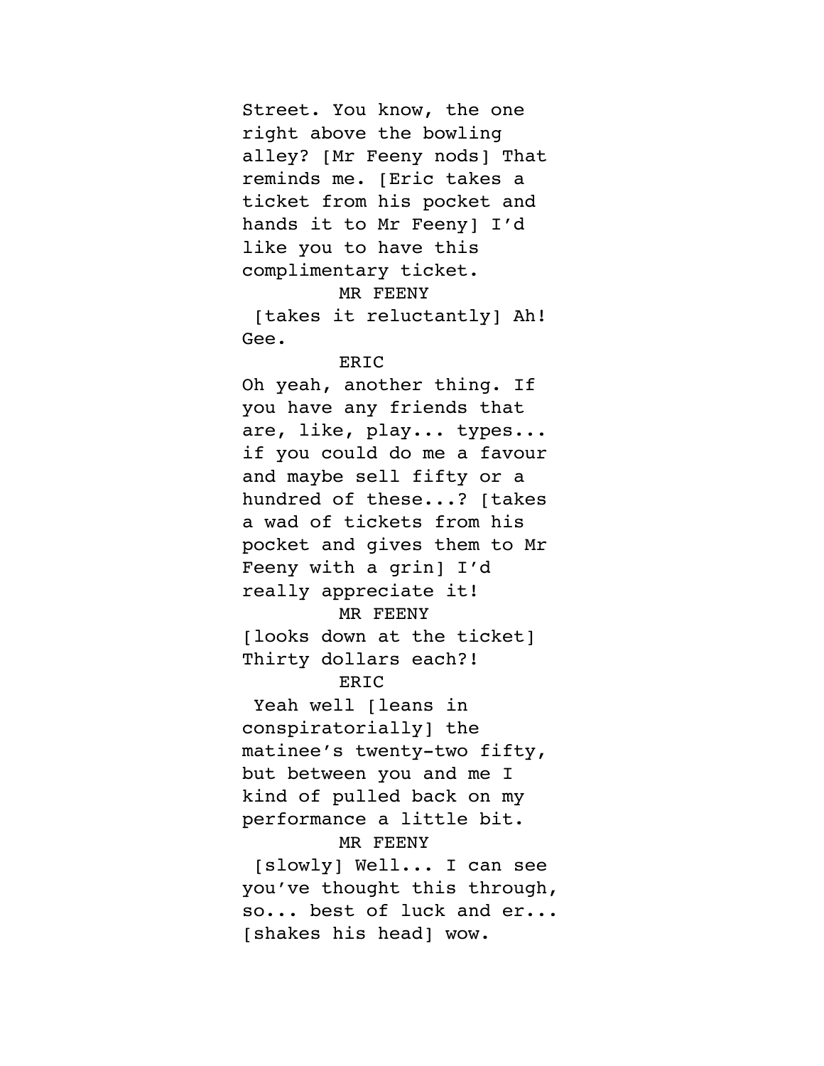Street. You know, the one right above the bowling alley? [Mr Feeny nods] That reminds me. [Eric takes a ticket from his pocket and hands it to Mr Feeny] I'd like you to have this complimentary ticket.

MR FEENY

[takes it reluctantly] Ah! Gee.

ERIC

Oh yeah, another thing. If you have any friends that are, like, play... types... if you could do me a favour and maybe sell fifty or a hundred of these...? [takes a wad of tickets from his pocket and gives them to Mr Feeny with a grin] I'd really appreciate it!

MR FEENY

[looks down at the ticket] Thirty dollars each?!

ERIC

Yeah well [leans in conspiratorially] the matinee's twenty-two fifty, but between you and me I kind of pulled back on my performance a little bit.

MR FEENY

[slowly] Well... I can see you've thought this through, so... best of luck and er... [shakes his head] wow.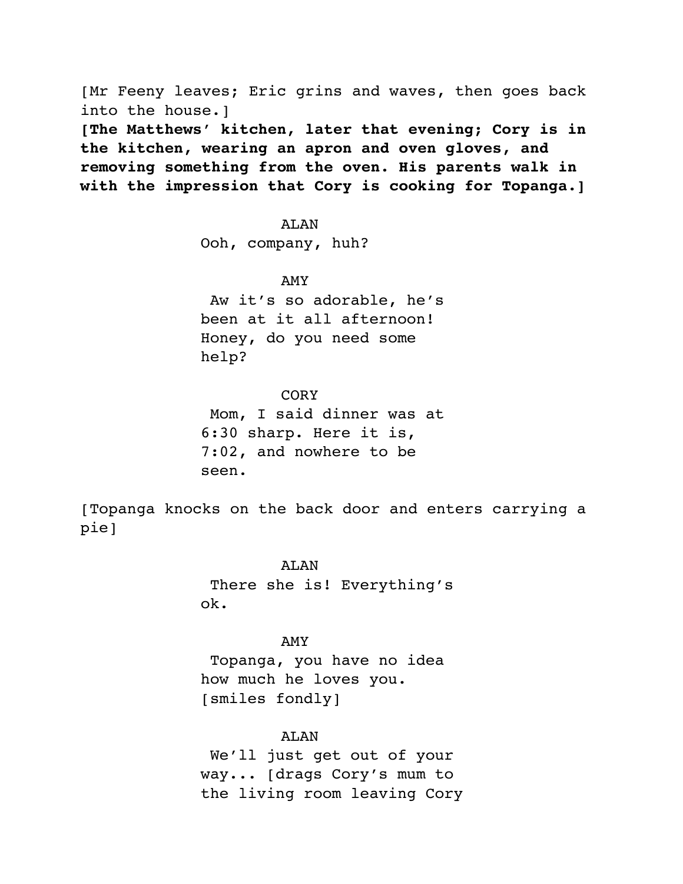[Mr Feeny leaves; Eric grins and waves, then goes back into the house.]

**[The Matthews' kitchen, later that evening; Cory is in the kitchen, wearing an apron and oven gloves, and removing something from the oven. His parents walk in with the impression that Cory is cooking for Topanga.]**

ALAN
Ooh, company, huh?

AMY
Aw it's so adorable, he's been at it all afternoon! Honey, do you need some help?

CORY
Mom, I said dinner was at 6:30 sharp. Here it is, 7:02, and nowhere to be seen.

[Topanga knocks on the back door and enters carrying a pie]

ALAN
There she is! Everything's ok.

AMY
Topanga, you have no idea how much he loves you. [smiles fondly]

ALAN
We'll just get out of your way... [drags Cory's mum to the living room leaving Cory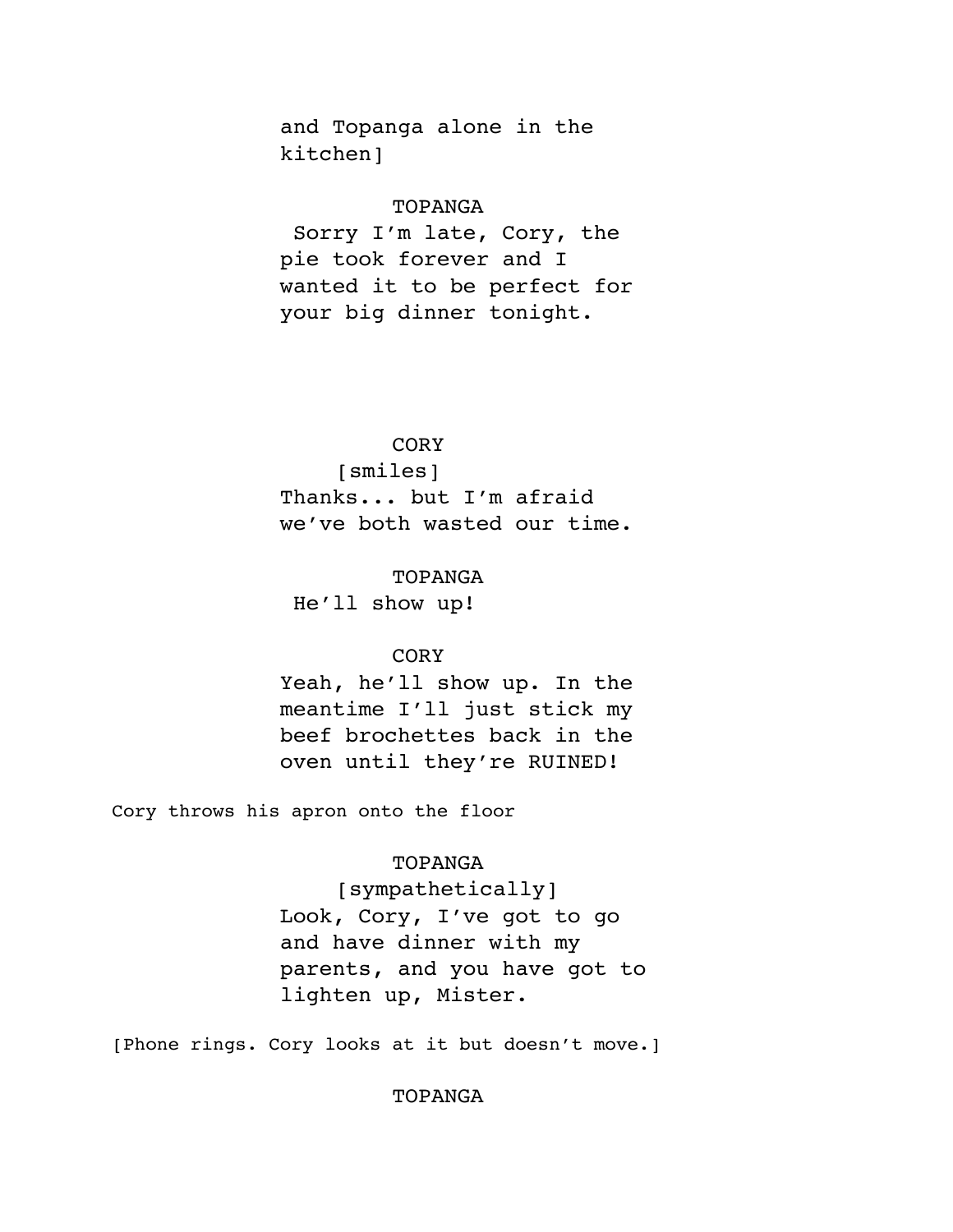and Topanga alone in the kitchen]

TOPANGA

Sorry I'm late, Cory, the pie took forever and I wanted it to be perfect for your big dinner tonight.

CORY

[smiles]

Thanks... but I'm afraid we've both wasted our time.

TOPANGA

He'll show up!

CORY

Yeah, he'll show up. In the meantime I'll just stick my beef brochettes back in the oven until they're RUINED!

Cory throws his apron onto the floor

TOPANGA

[sympathetically]

Look, Cory, I've got to go and have dinner with my parents, and you have got to lighten up, Mister.

[Phone rings. Cory looks at it but doesn't move.]

TOPANGA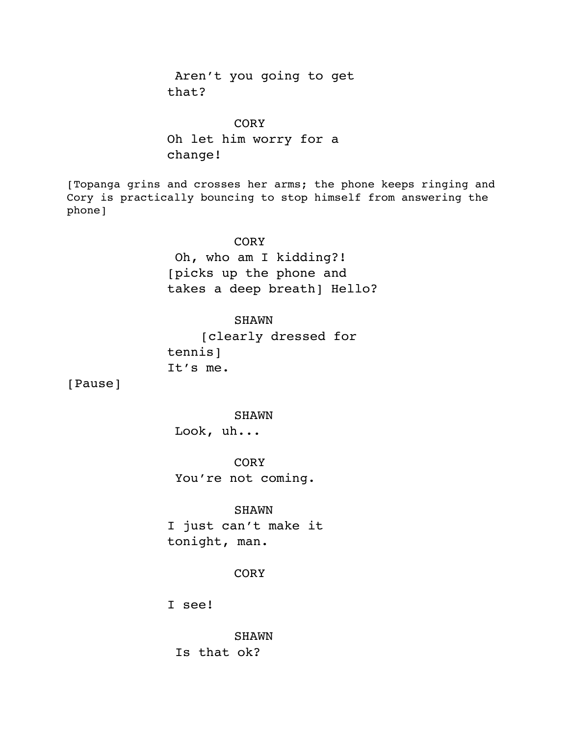Aren't you going to get that?

CORY

Oh let him worry for a change!

[Topanga grins and crosses her arms; the phone keeps ringing and Cory is practically bouncing to stop himself from answering the phone]

CORY

Oh, who am I kidding?! [picks up the phone and takes a deep breath] Hello?

SHAWN

[clearly dressed for tennis]

It's me.

[Pause]

SHAWN

Look, uh...

CORY

You're not coming.

SHAWN

I just can't make it tonight, man.

CORY

I see!

SHAWN

Is that ok?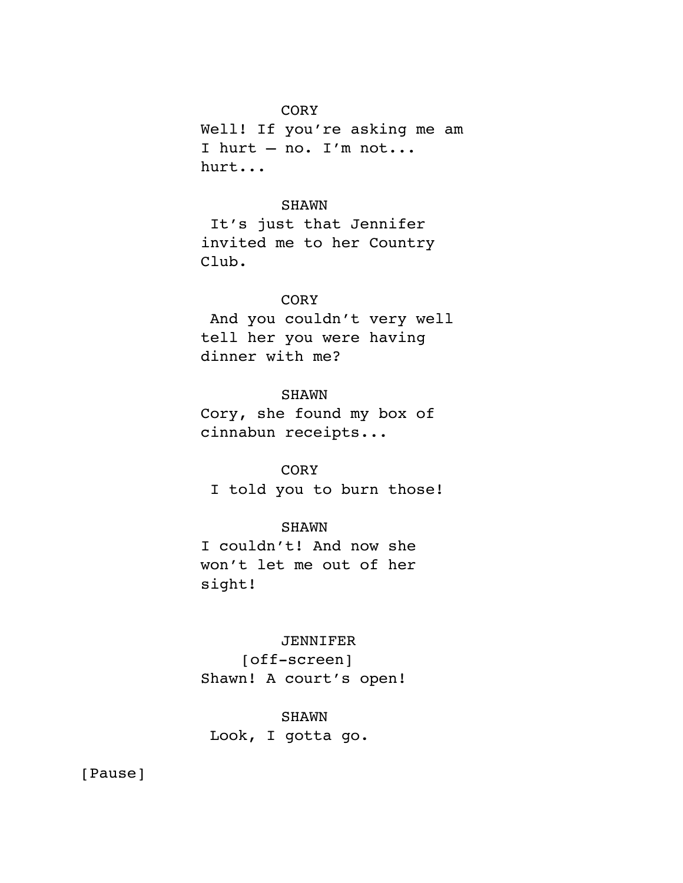CORY

Well! If you're asking me am I hurt – no. I'm not... hurt...

SHAWN

It's just that Jennifer invited me to her Country Club.

CORY

And you couldn't very well tell her you were having dinner with me?

SHAWN

Cory, she found my box of cinnabun receipts...

CORY

I told you to burn those!

SHAWN

I couldn't! And now she won't let me out of her sight!

JENNIFER

[off-screen]

Shawn! A court's open!

SHAWN

Look, I gotta go.

[Pause]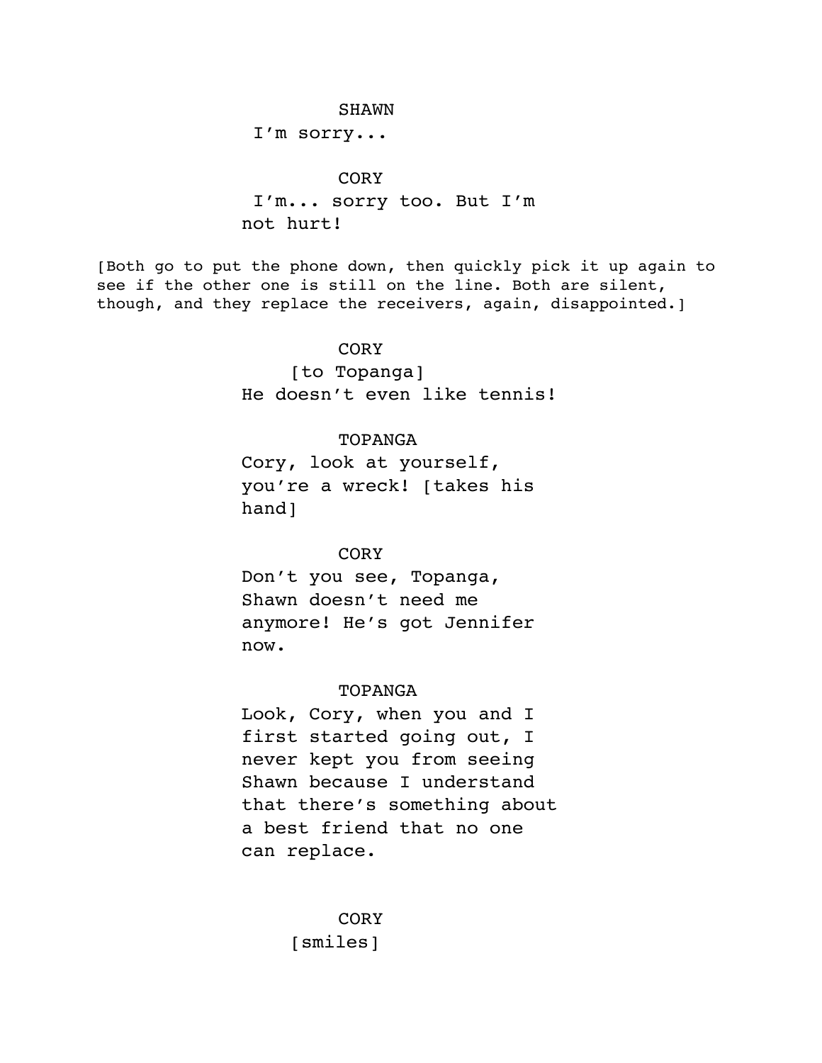SHAWN

I'm sorry...

CORY

I'm... sorry too. But I'm not hurt!

[Both go to put the phone down, then quickly pick it up again to see if the other one is still on the line. Both are silent, though, and they replace the receivers, again, disappointed.]

CORY

[to Topanga]

He doesn't even like tennis!

TOPANGA

Cory, look at yourself, you're a wreck! [takes his hand]

CORY

Don't you see, Topanga, Shawn doesn't need me anymore! He's got Jennifer now.

TOPANGA

Look, Cory, when you and I first started going out, I never kept you from seeing Shawn because I understand that there's something about a best friend that no one can replace.

CORY

[smiles]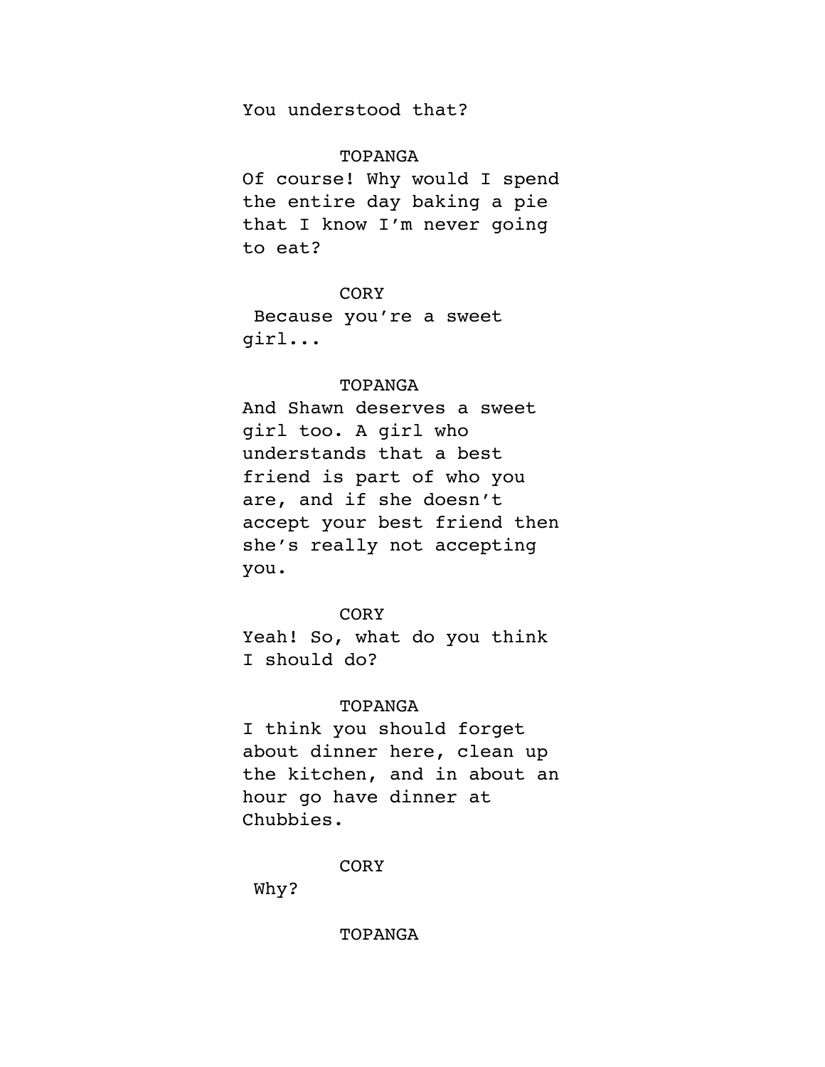You understood that?

TOPANGA

Of course! Why would I spend the entire day baking a pie that I know I'm never going to eat?

CORY

Because you're a sweet girl...

TOPANGA

And Shawn deserves a sweet girl too. A girl who understands that a best friend is part of who you are, and if she doesn't accept your best friend then she's really not accepting you.

CORY

Yeah! So, what do you think I should do?

TOPANGA

I think you should forget about dinner here, clean up the kitchen, and in about an hour go have dinner at Chubbies.

CORY

Why?

TOPANGA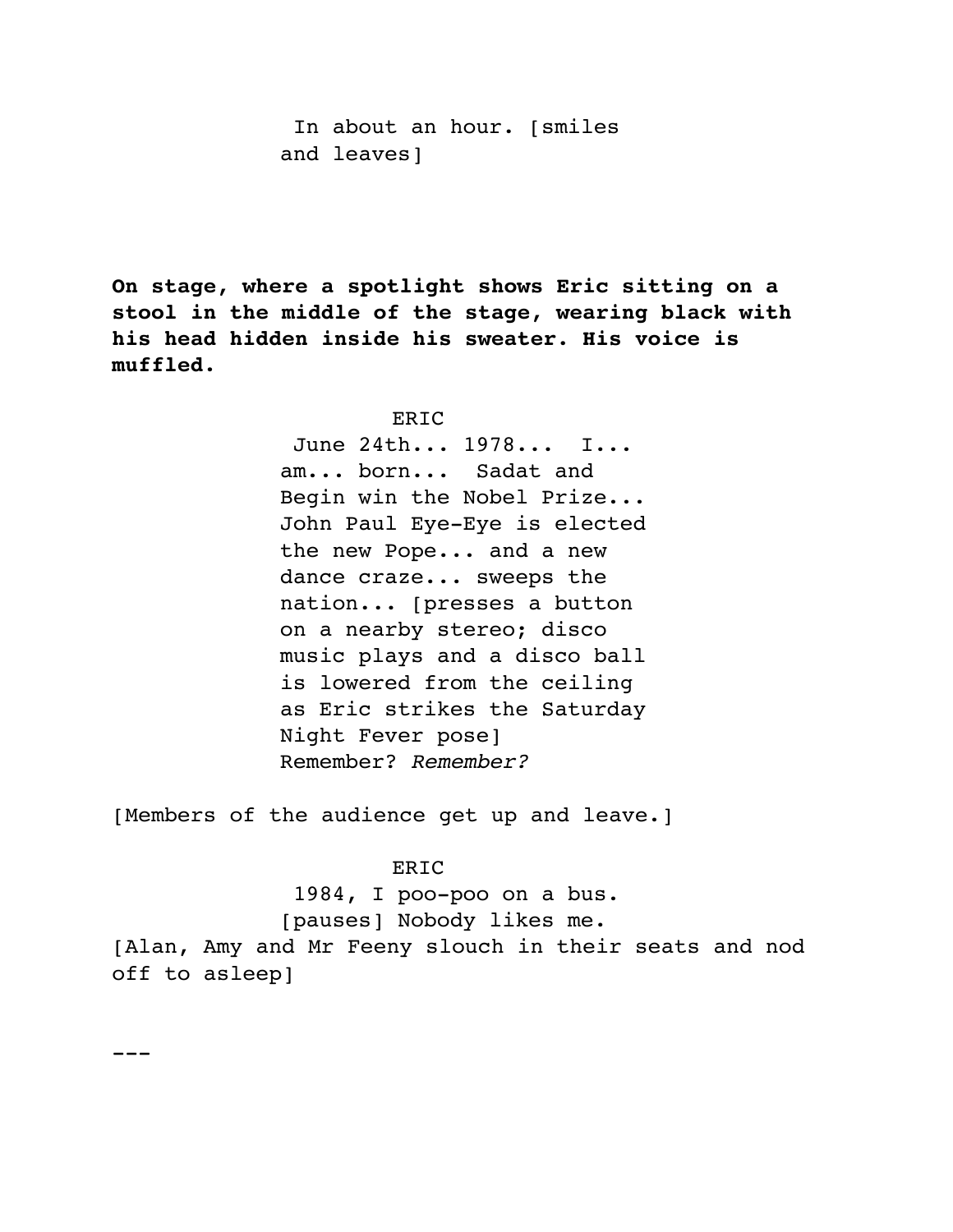In about an hour. [smiles and leaves]

**On stage, where a spotlight shows Eric sitting on a stool in the middle of the stage, wearing black with his head hidden inside his sweater. His voice is muffled.**

ERIC

June 24th... 1978... I... am... born... Sadat and Begin win the Nobel Prize... John Paul Eye-Eye is elected the new Pope... and a new dance craze... sweeps the nation... [presses a button on a nearby stereo; disco music plays and a disco ball is lowered from the ceiling as Eric strikes the Saturday Night Fever pose] Remember? *Remember?*

[Members of the audience get up and leave.]

ERIC

1984, I poo-poo on a bus. [pauses] Nobody likes me.

[Alan, Amy and Mr Feeny slouch in their seats and nod off to asleep]

---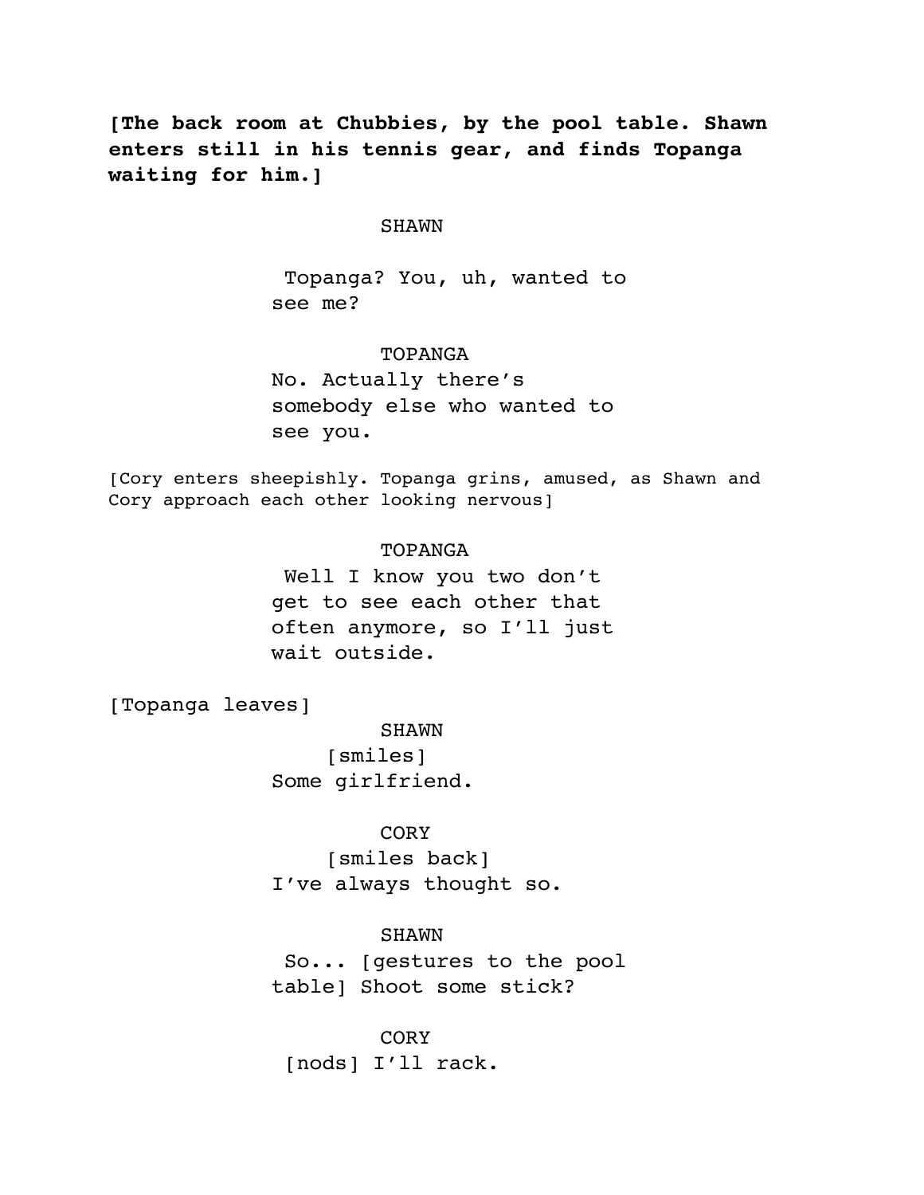**[The back room at Chubbies, by the pool table. Shawn enters still in his tennis gear, and finds Topanga waiting for him.]**

SHAWN

Topanga? You, uh, wanted to see me?

TOPANGA

No. Actually there's somebody else who wanted to see you.

[Cory enters sheepishly. Topanga grins, amused, as Shawn and Cory approach each other looking nervous]

TOPANGA

Well I know you two don't get to see each other that often anymore, so I'll just wait outside.

[Topanga leaves]

SHAWN

[smiles]

Some girlfriend.

CORY

[smiles back]

I've always thought so.

SHAWN

So... [gestures to the pool table] Shoot some stick?

CORY

[nods] I'll rack.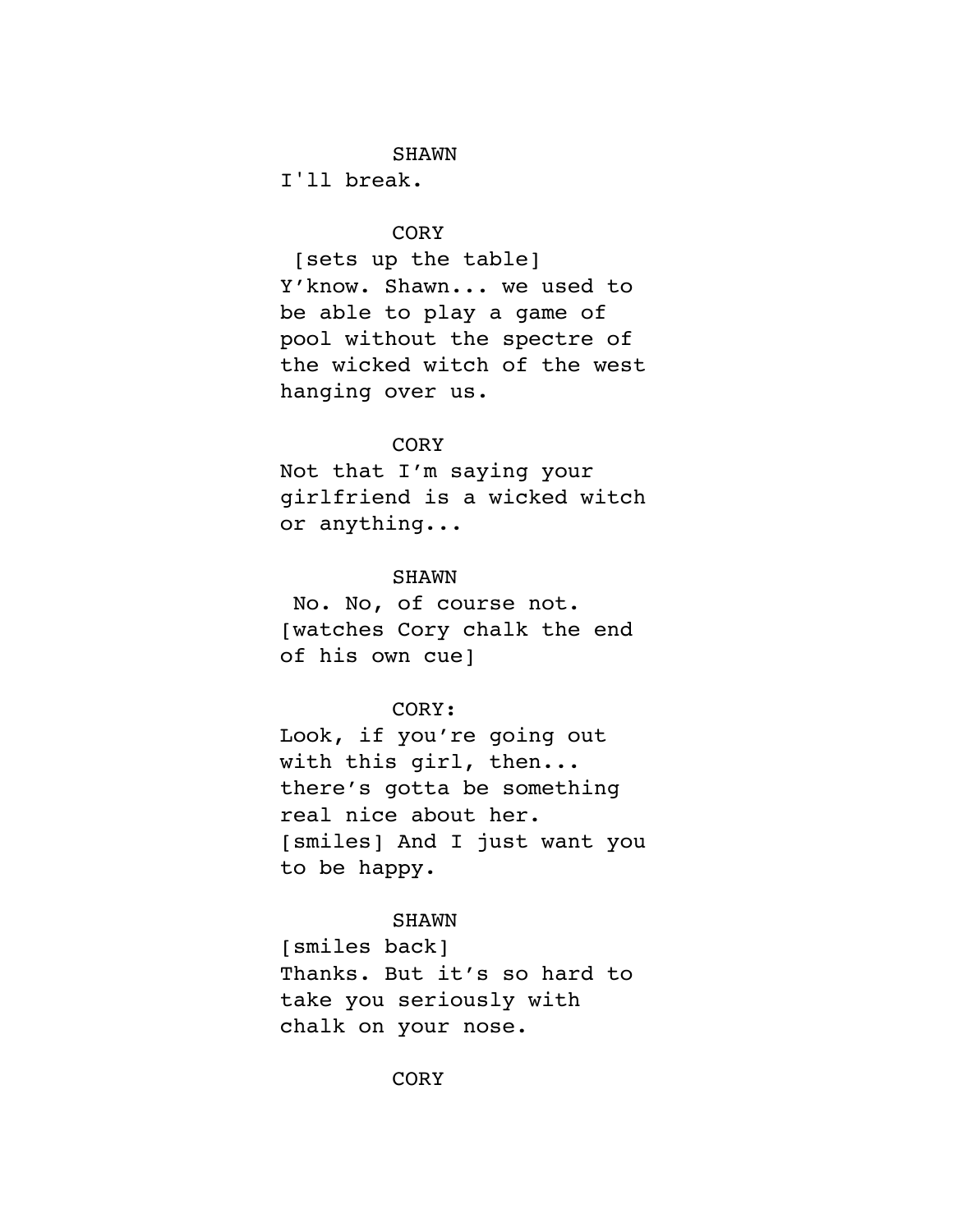SHAWN

I'll break.

CORY

[sets up the table]
Y'know. Shawn... we used to be able to play a game of pool without the spectre of the wicked witch of the west hanging over us.

CORY

Not that I'm saying your girlfriend is a wicked witch or anything...

SHAWN

No. No, of course not.
[watches Cory chalk the end of his own cue]

CORY:

Look, if you're going out with this girl, then... there's gotta be something real nice about her.
[smiles] And I just want you to be happy.

SHAWN

[smiles back]
Thanks. But it's so hard to take you seriously with chalk on your nose.

CORY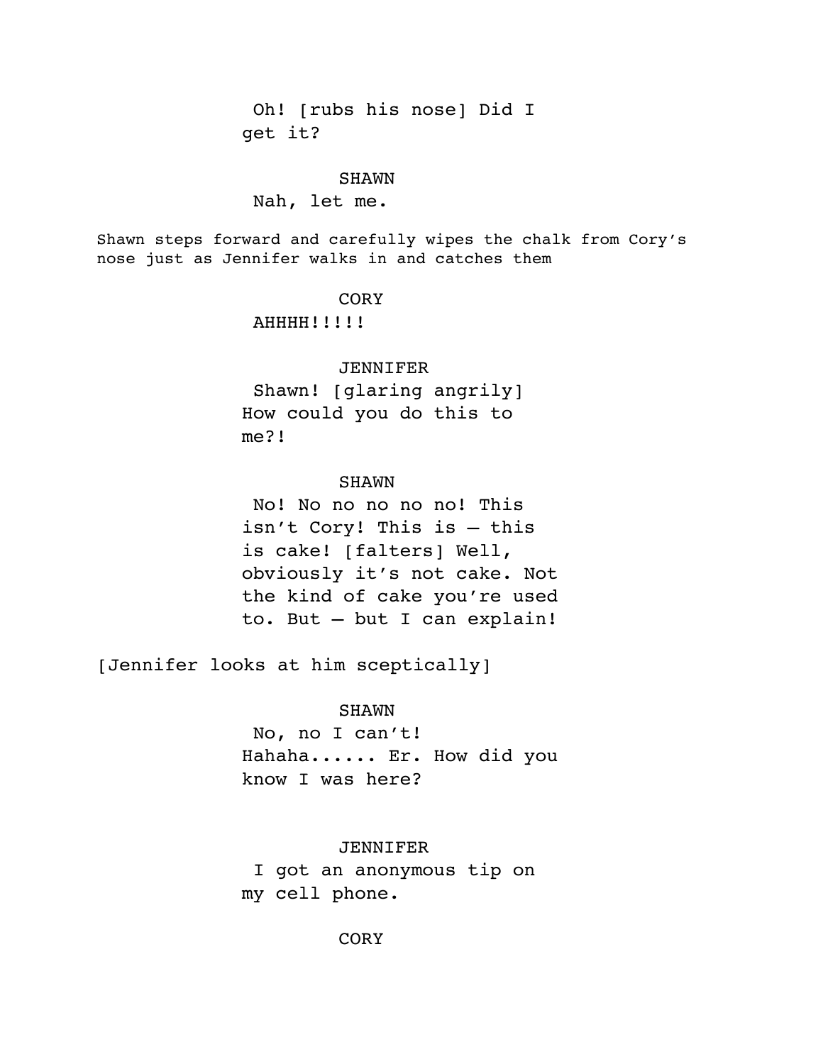Oh! [rubs his nose] Did I get it?

SHAWN

Nah, let me.

Shawn steps forward and carefully wipes the chalk from Cory's nose just as Jennifer walks in and catches them

CORY

AHHHH!!!!!

JENNIFER

Shawn! [glaring angrily] How could you do this to me?!

SHAWN

No! No no no no no! This isn't Cory! This is – this is cake! [falters] Well, obviously it's not cake. Not the kind of cake you're used to. But – but I can explain!

[Jennifer looks at him sceptically]

SHAWN

No, no I can't! Hahaha...... Er. How did you know I was here?

JENNIFER

I got an anonymous tip on my cell phone.

CORY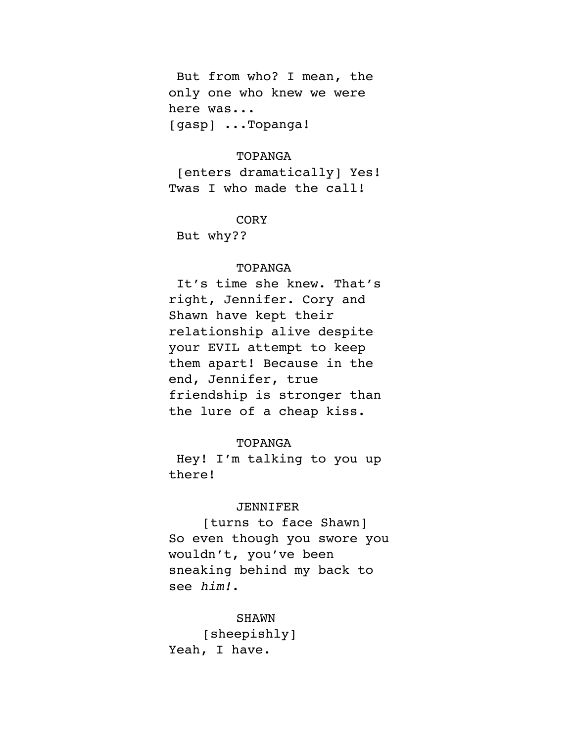But from who? I mean, the only one who knew we were here was...
[gasp] ...Topanga!

TOPANGA

[enters dramatically] Yes! Twas I who made the call!

CORY

But why??

TOPANGA

It's time she knew. That's right, Jennifer. Cory and Shawn have kept their relationship alive despite your EVIL attempt to keep them apart! Because in the end, Jennifer, true friendship is stronger than the lure of a cheap kiss.

TOPANGA

Hey! I'm talking to you up there!

JENNIFER

[turns to face Shawn]
So even though you swore you wouldn't, you've been sneaking behind my back to see *him!*.

SHAWN

[sheepishly]
Yeah, I have.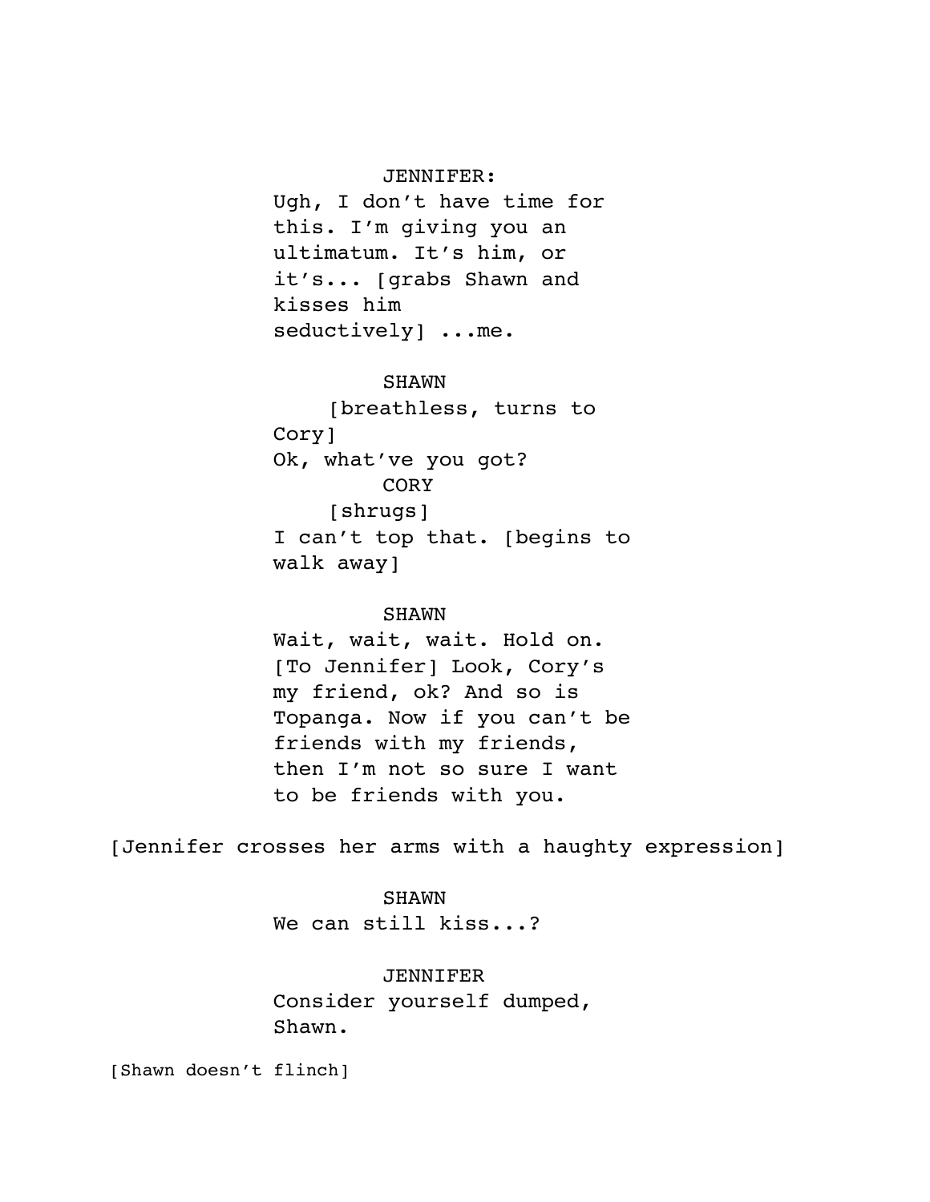JENNIFER:

Ugh, I don't have time for this. I'm giving you an ultimatum. It's him, or it's... [grabs Shawn and kisses him seductively] ...me.

SHAWN

[breathless, turns to Cory]

Ok, what've you got?

CORY

[shrugs]

I can't top that. [begins to walk away]

SHAWN

Wait, wait, wait. Hold on. [To Jennifer] Look, Cory's my friend, ok? And so is Topanga. Now if you can't be friends with my friends, then I'm not so sure I want to be friends with you.

[Jennifer crosses her arms with a haughty expression]

SHAWN

We can still kiss...?

JENNIFER

Consider yourself dumped, Shawn.

[Shawn doesn't flinch]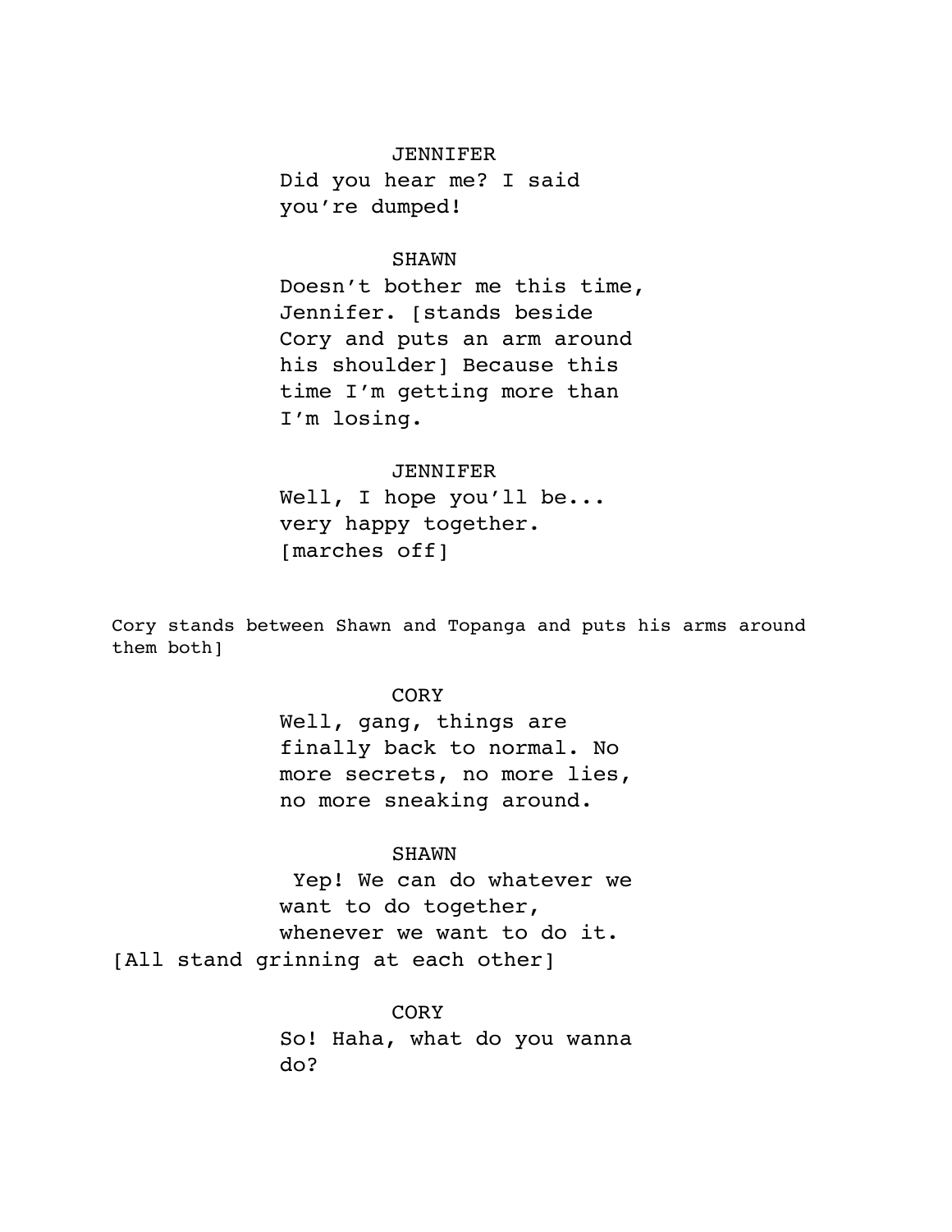JENNIFER

Did you hear me? I said you're dumped!

SHAWN

Doesn't bother me this time, Jennifer. [stands beside Cory and puts an arm around his shoulder] Because this time I'm getting more than I'm losing.

JENNIFER

Well, I hope you'll be... very happy together. [marches off]

Cory stands between Shawn and Topanga and puts his arms around them both]

CORY

Well, gang, things are finally back to normal. No more secrets, no more lies, no more sneaking around.

SHAWN

Yep! We can do whatever we want to do together, whenever we want to do it.

[All stand grinning at each other]

CORY

So! Haha, what do you wanna do?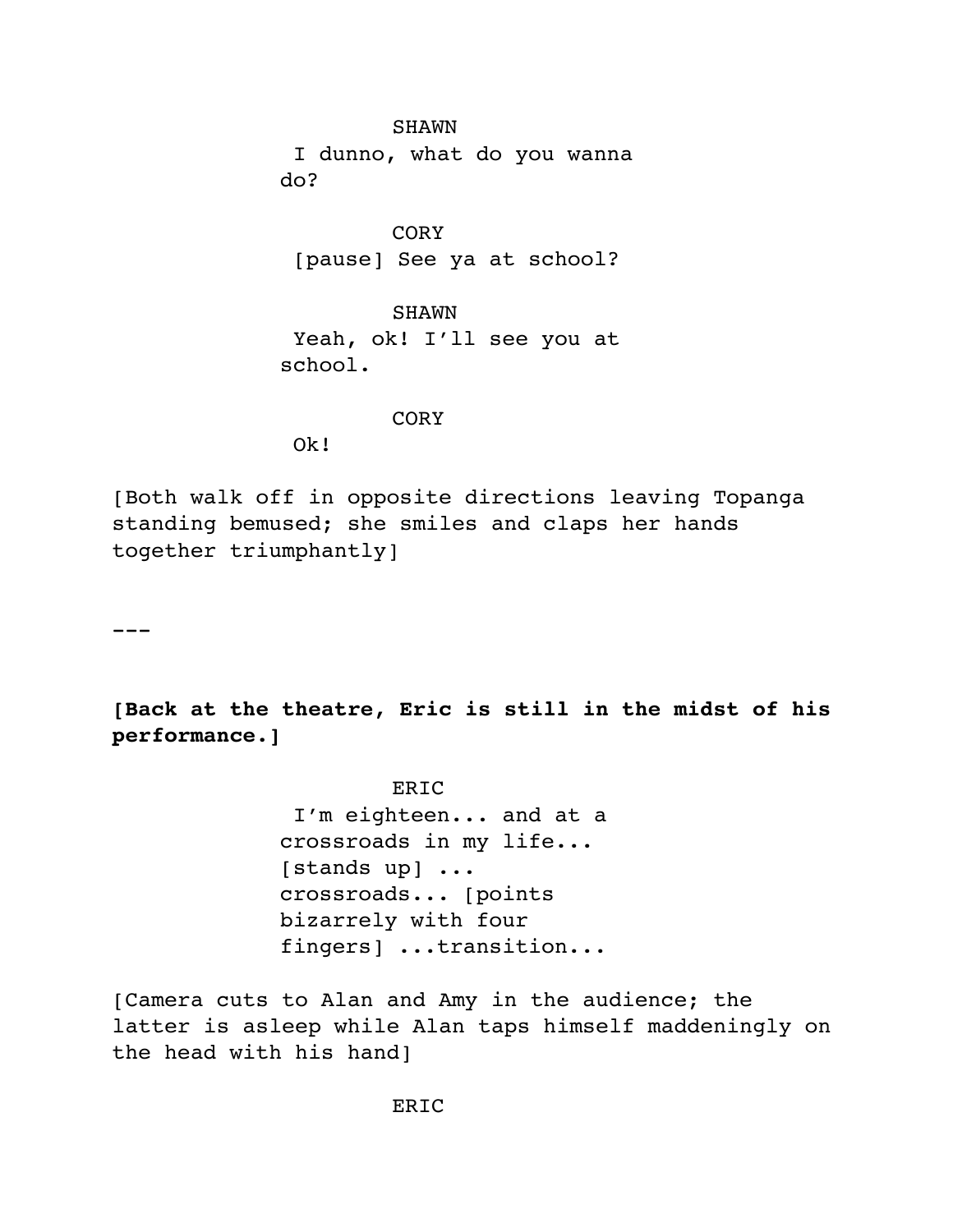SHAWN

I dunno, what do you wanna do?

CORY

[pause] See ya at school?

SHAWN

Yeah, ok! I'll see you at school.

CORY

Ok!

[Both walk off in opposite directions leaving Topanga standing bemused; she smiles and claps her hands together triumphantly]

---

**[Back at the theatre, Eric is still in the midst of his performance.]**

ERIC

I'm eighteen... and at a crossroads in my life... [stands up] ... crossroads... [points bizarrely with four fingers] ...transition...

[Camera cuts to Alan and Amy in the audience; the latter is asleep while Alan taps himself maddeningly on the head with his hand]

ERIC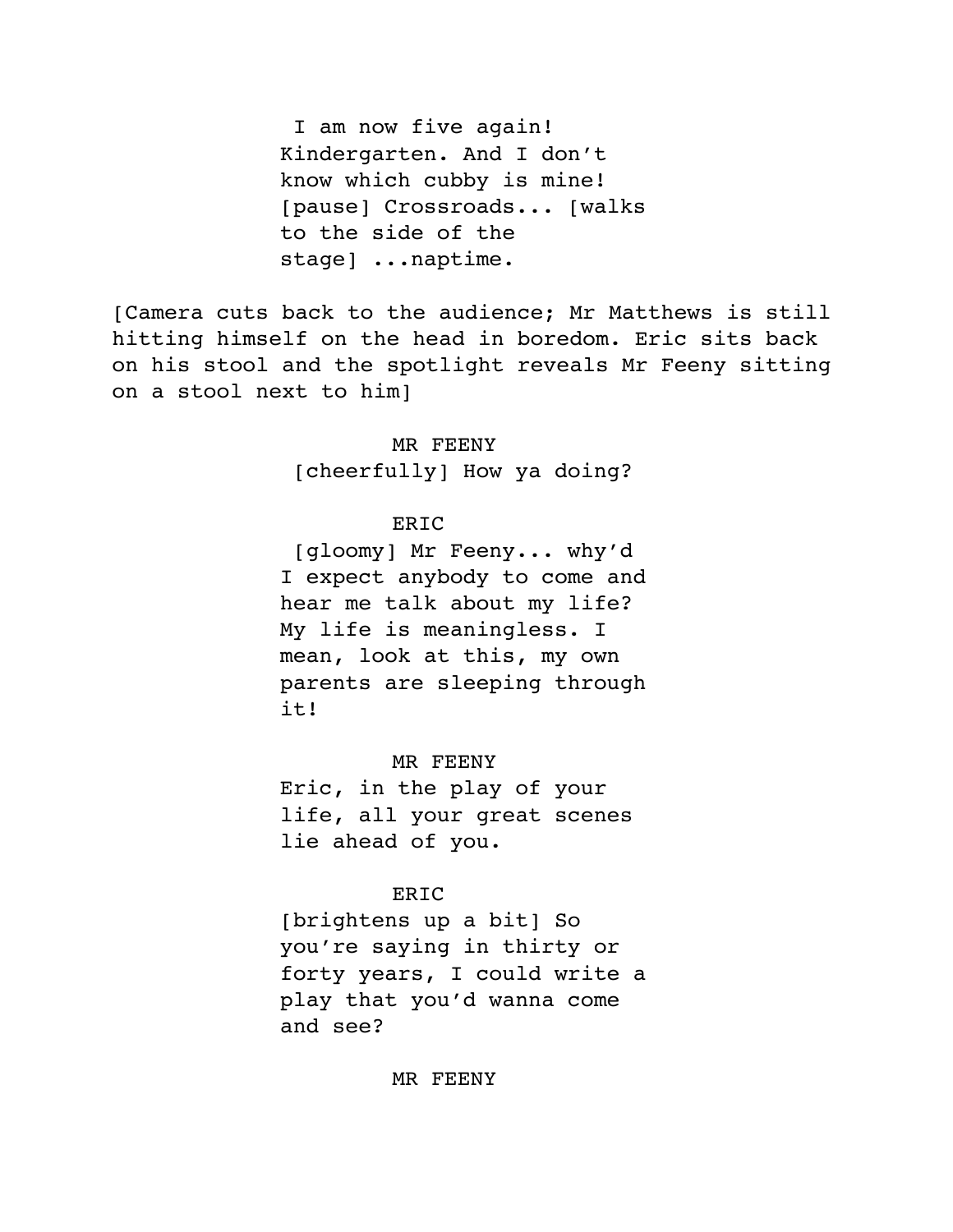I am now five again! Kindergarten. And I don't know which cubby is mine! [pause] Crossroads... [walks to the side of the stage] ...naptime.

[Camera cuts back to the audience; Mr Matthews is still hitting himself on the head in boredom. Eric sits back on his stool and the spotlight reveals Mr Feeny sitting on a stool next to him]

MR FEENY

[cheerfully] How ya doing?

ERIC

[gloomy] Mr Feeny... why'd I expect anybody to come and hear me talk about my life? My life is meaningless. I mean, look at this, my own parents are sleeping through it!

MR FEENY

Eric, in the play of your life, all your great scenes lie ahead of you.

ERIC

[brightens up a bit] So you're saying in thirty or forty years, I could write a play that you'd wanna come and see?

MR FEENY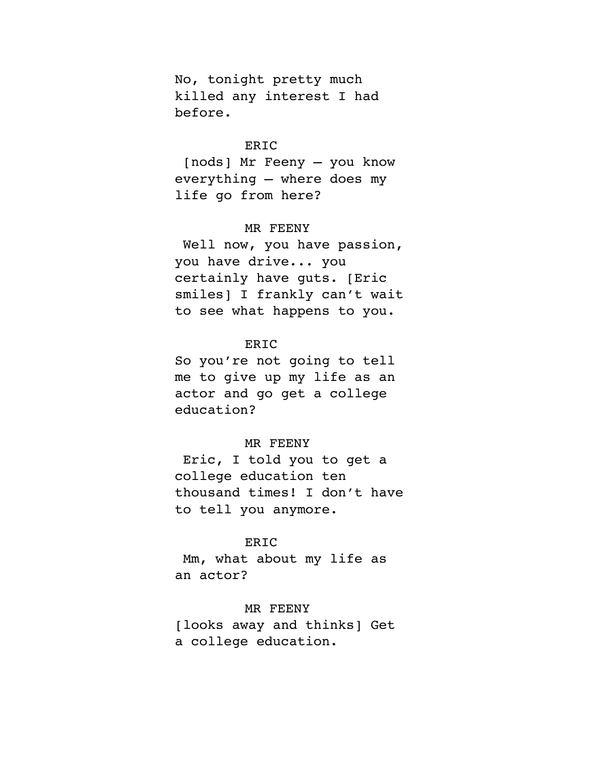No, tonight pretty much killed any interest I had before.

ERIC

[nods] Mr Feeny – you know everything – where does my life go from here?

MR FEENY

Well now, you have passion, you have drive... you certainly have guts. [Eric smiles] I frankly can't wait to see what happens to you.

ERIC

So you're not going to tell me to give up my life as an actor and go get a college education?

MR FEENY

Eric, I told you to get a college education ten thousand times! I don't have to tell you anymore.

ERIC

Mm, what about my life as an actor?

MR FEENY

[looks away and thinks] Get a college education.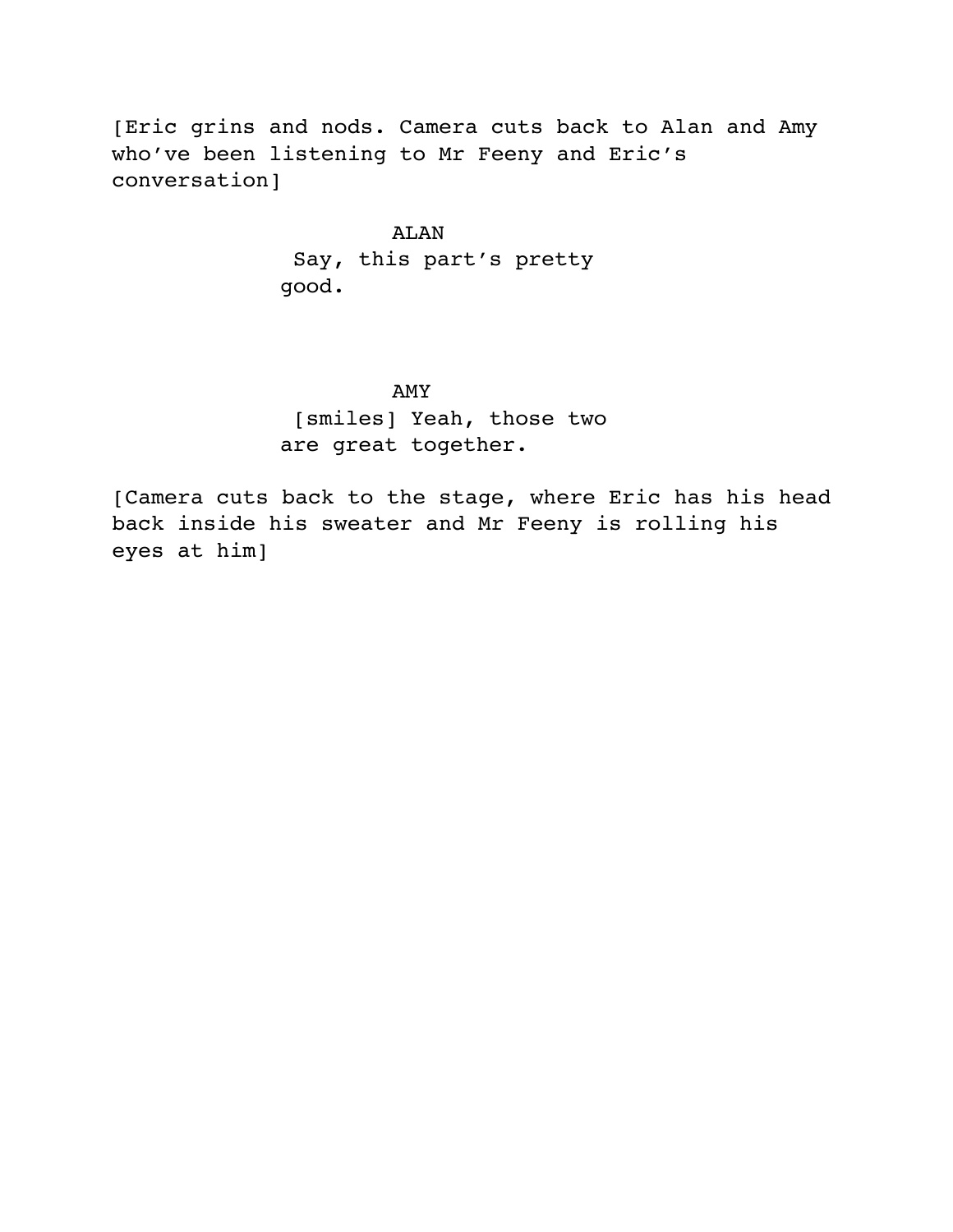[Eric grins and nods. Camera cuts back to Alan and Amy who've been listening to Mr Feeny and Eric's conversation]

ALAN

Say, this part's pretty good.

AMY

[smiles] Yeah, those two are great together.

[Camera cuts back to the stage, where Eric has his head back inside his sweater and Mr Feeny is rolling his eyes at him]